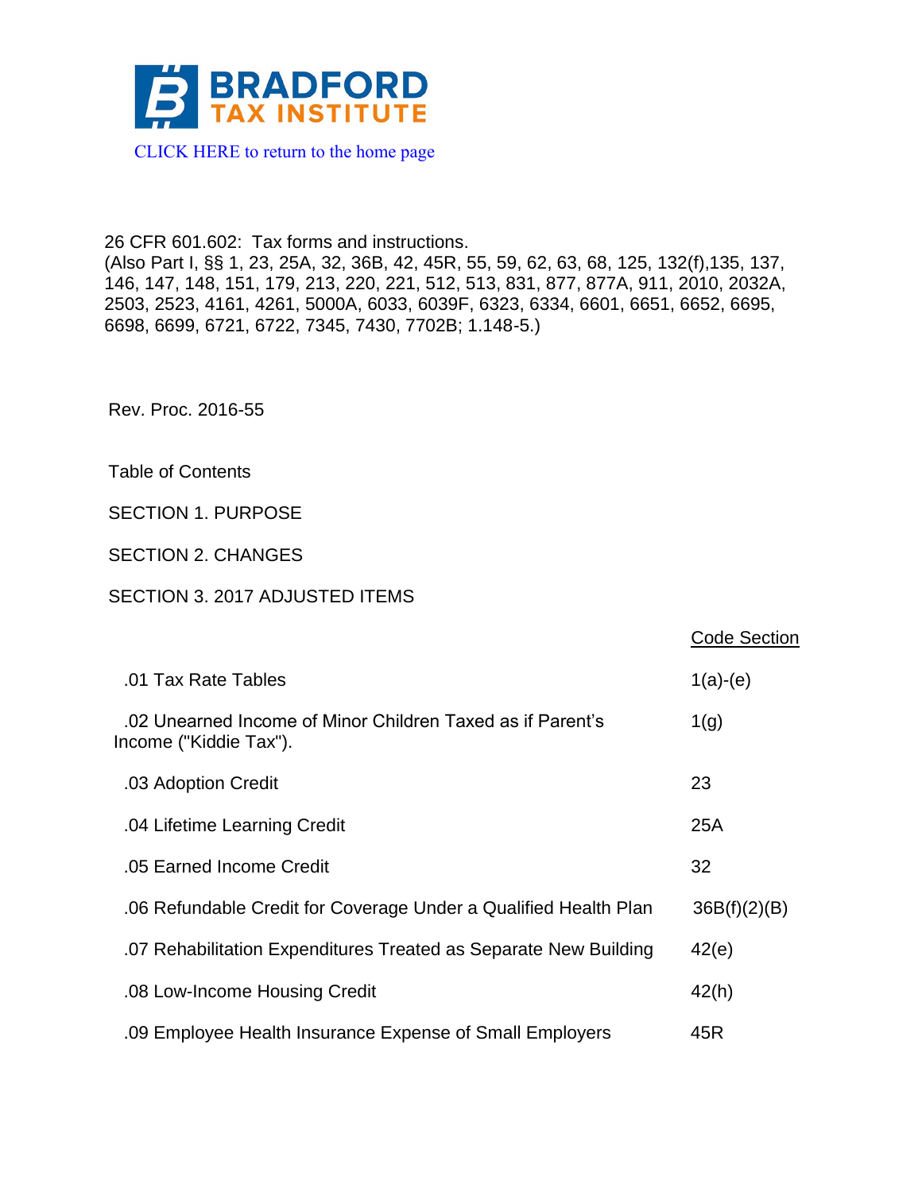BRADFORD TAX INSTITUTE

CLICK HERE to return to the home page

26 CFR 601.602: Tax forms and instructions.
(Also Part I, §§ 1, 23, 25A, 32, 36B, 42, 45R, 55, 59, 62, 63, 68, 125, 132(f),135, 137, 146, 147, 148, 151, 179, 213, 220, 221, 512, 513, 831, 877, 877A, 911, 2010, 2032A, 2503, 2523, 4161, 4261, 5000A, 6033, 6039F, 6323, 6334, 6601, 6651, 6652, 6695, 6698, 6699, 6721, 6722, 7345, 7430, 7702B; 1.148-5.)

Rev. Proc. 2016-55

Table of Contents

SECTION 1. PURPOSE

SECTION 2. CHANGES

SECTION 3. 2017 ADJUSTED ITEMS

| | Code Section |
|---|---|
| .01 Tax Rate Tables | 1(a)-(e) |
| .02 Unearned Income of Minor Children Taxed as if Parent's Income ("Kiddie Tax"). | 1(g) |
| .03 Adoption Credit | 23 |
| .04 Lifetime Learning Credit | 25A |
| .05 Earned Income Credit | 32 |
| .06 Refundable Credit for Coverage Under a Qualified Health Plan | 36B(f)(2)(B) |
| .07 Rehabilitation Expenditures Treated as Separate New Building | 42(e) |
| .08 Low-Income Housing Credit | 42(h) |
| .09 Employee Health Insurance Expense of Small Employers | 45R |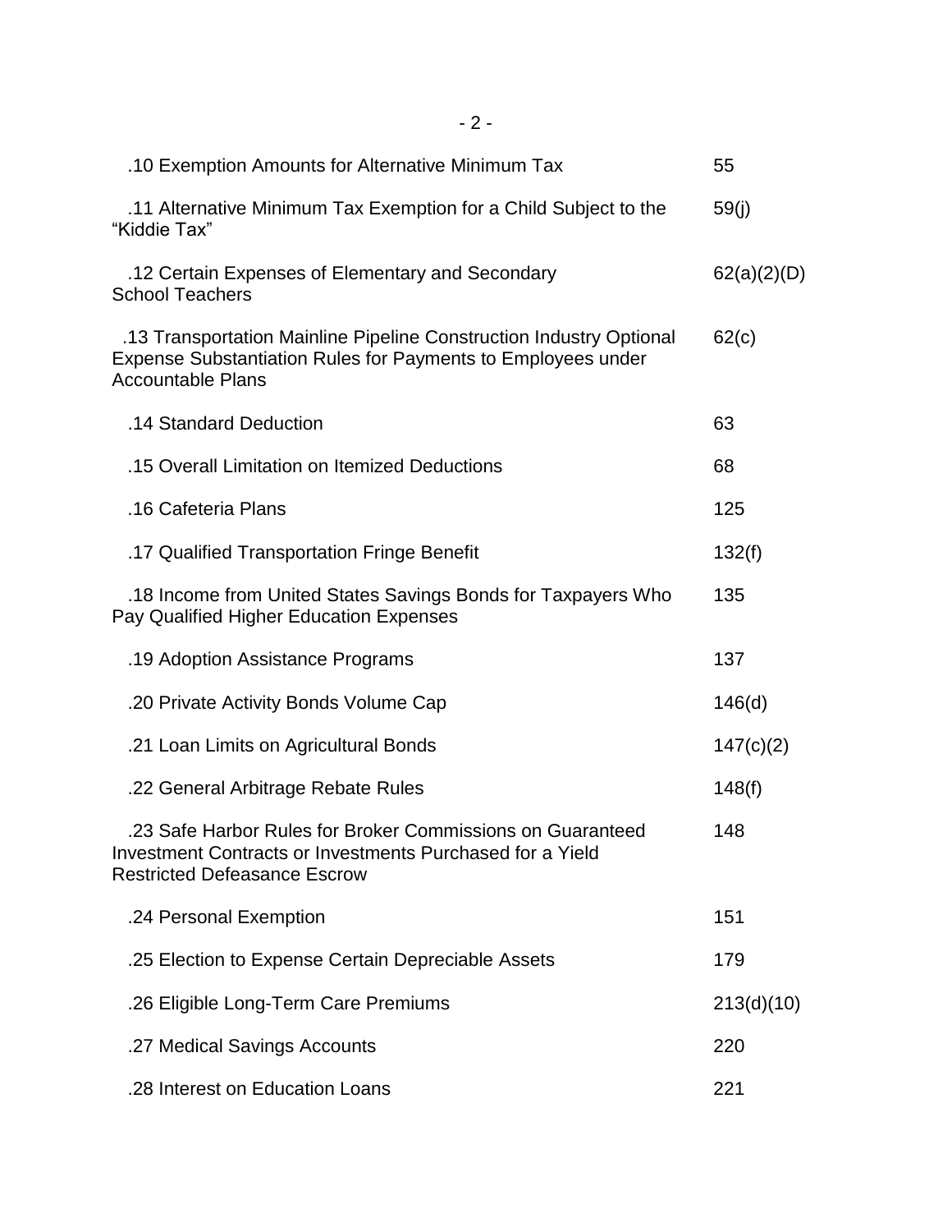| | |
|---|---|
| .10 Exemption Amounts for Alternative Minimum Tax | 55 |
| .11 Alternative Minimum Tax Exemption for a Child Subject to the "Kiddie Tax" | 59(j) |
| .12 Certain Expenses of Elementary and Secondary School Teachers | 62(a)(2)(D) |
| .13 Transportation Mainline Pipeline Construction Industry Optional Expense Substantiation Rules for Payments to Employees under Accountable Plans | 62(c) |
| .14 Standard Deduction | 63 |
| .15 Overall Limitation on Itemized Deductions | 68 |
| .16 Cafeteria Plans | 125 |
| .17 Qualified Transportation Fringe Benefit | 132(f) |
| .18 Income from United States Savings Bonds for Taxpayers Who Pay Qualified Higher Education Expenses | 135 |
| .19 Adoption Assistance Programs | 137 |
| .20 Private Activity Bonds Volume Cap | 146(d) |
| .21 Loan Limits on Agricultural Bonds | 147(c)(2) |
| .22 General Arbitrage Rebate Rules | 148(f) |
| .23 Safe Harbor Rules for Broker Commissions on Guaranteed Investment Contracts or Investments Purchased for a Yield Restricted Defeasance Escrow | 148 |
| .24 Personal Exemption | 151 |
| .25 Election to Expense Certain Depreciable Assets | 179 |
| .26 Eligible Long-Term Care Premiums | 213(d)(10) |
| .27 Medical Savings Accounts | 220 |
| .28 Interest on Education Loans | 221 |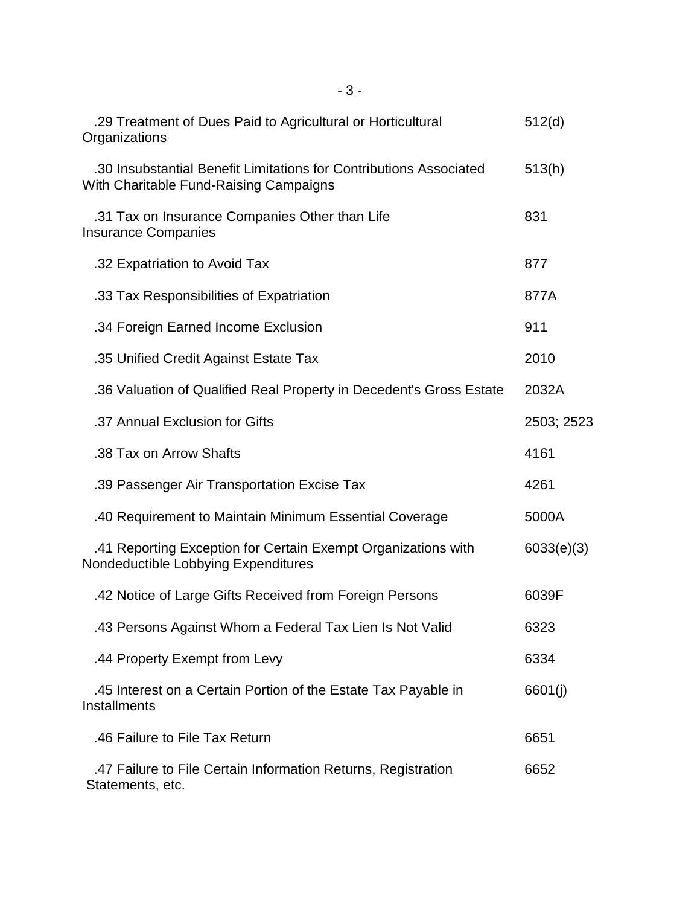| | |
|---|---|
| .29 Treatment of Dues Paid to Agricultural or Horticultural Organizations | 512(d) |
| .30 Insubstantial Benefit Limitations for Contributions Associated With Charitable Fund-Raising Campaigns | 513(h) |
| .31 Tax on Insurance Companies Other than Life Insurance Companies | 831 |
| .32 Expatriation to Avoid Tax | 877 |
| .33 Tax Responsibilities of Expatriation | 877A |
| .34 Foreign Earned Income Exclusion | 911 |
| .35 Unified Credit Against Estate Tax | 2010 |
| .36 Valuation of Qualified Real Property in Decedent's Gross Estate | 2032A |
| .37 Annual Exclusion for Gifts | 2503; 2523 |
| .38 Tax on Arrow Shafts | 4161 |
| .39 Passenger Air Transportation Excise Tax | 4261 |
| .40 Requirement to Maintain Minimum Essential Coverage | 5000A |
| .41 Reporting Exception for Certain Exempt Organizations with Nondeductible Lobbying Expenditures | 6033(e)(3) |
| .42 Notice of Large Gifts Received from Foreign Persons | 6039F |
| .43 Persons Against Whom a Federal Tax Lien Is Not Valid | 6323 |
| .44 Property Exempt from Levy | 6334 |
| .45 Interest on a Certain Portion of the Estate Tax Payable in Installments | 6601(j) |
| .46 Failure to File Tax Return | 6651 |
| .47 Failure to File Certain Information Returns, Registration Statements, etc. | 6652 |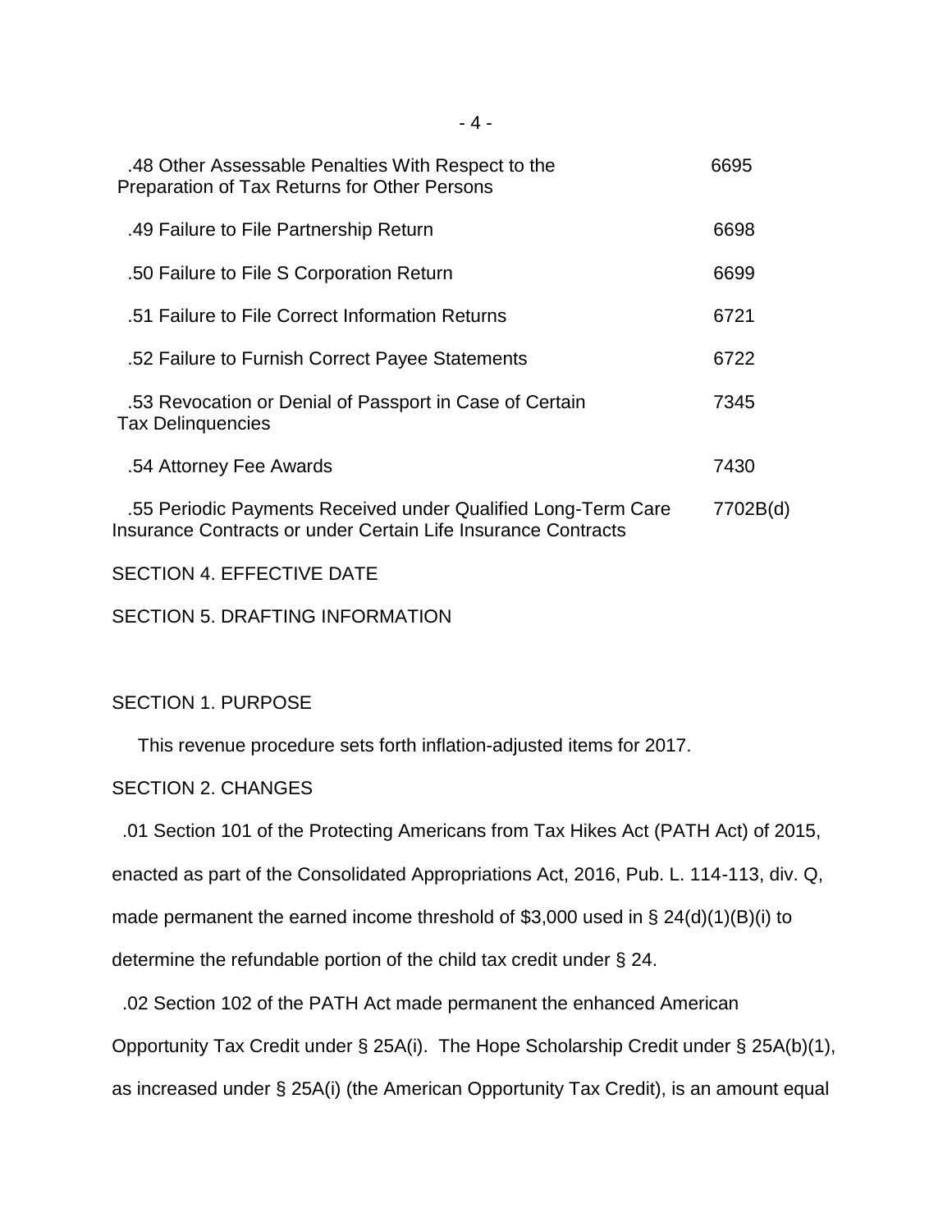| | |
|---|---|
| .48 Other Assessable Penalties With Respect to the Preparation of Tax Returns for Other Persons | 6695 |
| .49 Failure to File Partnership Return | 6698 |
| .50 Failure to File S Corporation Return | 6699 |
| .51 Failure to File Correct Information Returns | 6721 |
| .52 Failure to Furnish Correct Payee Statements | 6722 |
| .53 Revocation or Denial of Passport in Case of Certain Tax Delinquencies | 7345 |
| .54 Attorney Fee Awards | 7430 |
| .55 Periodic Payments Received under Qualified Long-Term Care Insurance Contracts or under Certain Life Insurance Contracts | 7702B(d) |

SECTION 4. EFFECTIVE DATE

SECTION 5. DRAFTING INFORMATION

## SECTION 1. PURPOSE

This revenue procedure sets forth inflation-adjusted items for 2017.

## SECTION 2. CHANGES

.01 Section 101 of the Protecting Americans from Tax Hikes Act (PATH Act) of 2015, enacted as part of the Consolidated Appropriations Act, 2016, Pub. L. 114-113, div. Q, made permanent the earned income threshold of $3,000 used in § 24(d)(1)(B)(i) to determine the refundable portion of the child tax credit under § 24.

.02 Section 102 of the PATH Act made permanent the enhanced American Opportunity Tax Credit under § 25A(i). The Hope Scholarship Credit under § 25A(b)(1), as increased under § 25A(i) (the American Opportunity Tax Credit), is an amount equal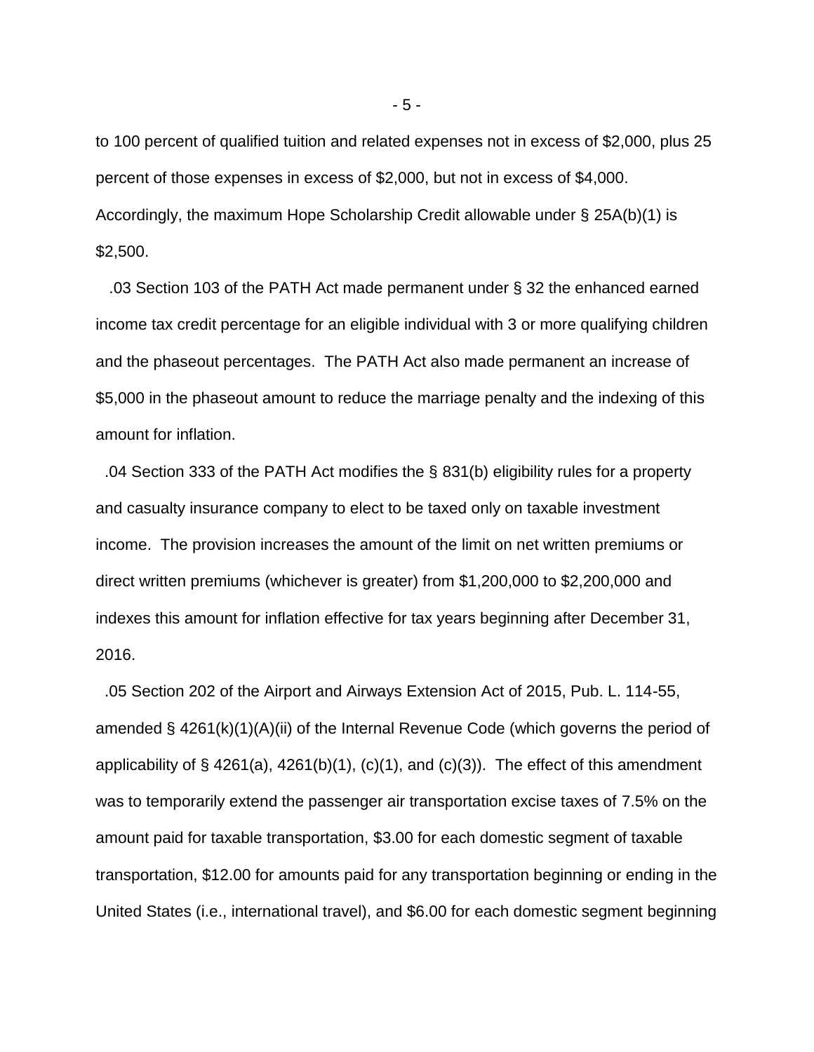to 100 percent of qualified tuition and related expenses not in excess of $2,000, plus 25 percent of those expenses in excess of $2,000, but not in excess of $4,000. Accordingly, the maximum Hope Scholarship Credit allowable under § 25A(b)(1) is $2,500.

.03 Section 103 of the PATH Act made permanent under § 32 the enhanced earned income tax credit percentage for an eligible individual with 3 or more qualifying children and the phaseout percentages. The PATH Act also made permanent an increase of $5,000 in the phaseout amount to reduce the marriage penalty and the indexing of this amount for inflation.

.04 Section 333 of the PATH Act modifies the § 831(b) eligibility rules for a property and casualty insurance company to elect to be taxed only on taxable investment income. The provision increases the amount of the limit on net written premiums or direct written premiums (whichever is greater) from $1,200,000 to $2,200,000 and indexes this amount for inflation effective for tax years beginning after December 31, 2016.

.05 Section 202 of the Airport and Airways Extension Act of 2015, Pub. L. 114-55, amended § 4261(k)(1)(A)(ii) of the Internal Revenue Code (which governs the period of applicability of § 4261(a), 4261(b)(1), (c)(1), and (c)(3)). The effect of this amendment was to temporarily extend the passenger air transportation excise taxes of 7.5% on the amount paid for taxable transportation, $3.00 for each domestic segment of taxable transportation, $12.00 for amounts paid for any transportation beginning or ending in the United States (i.e., international travel), and $6.00 for each domestic segment beginning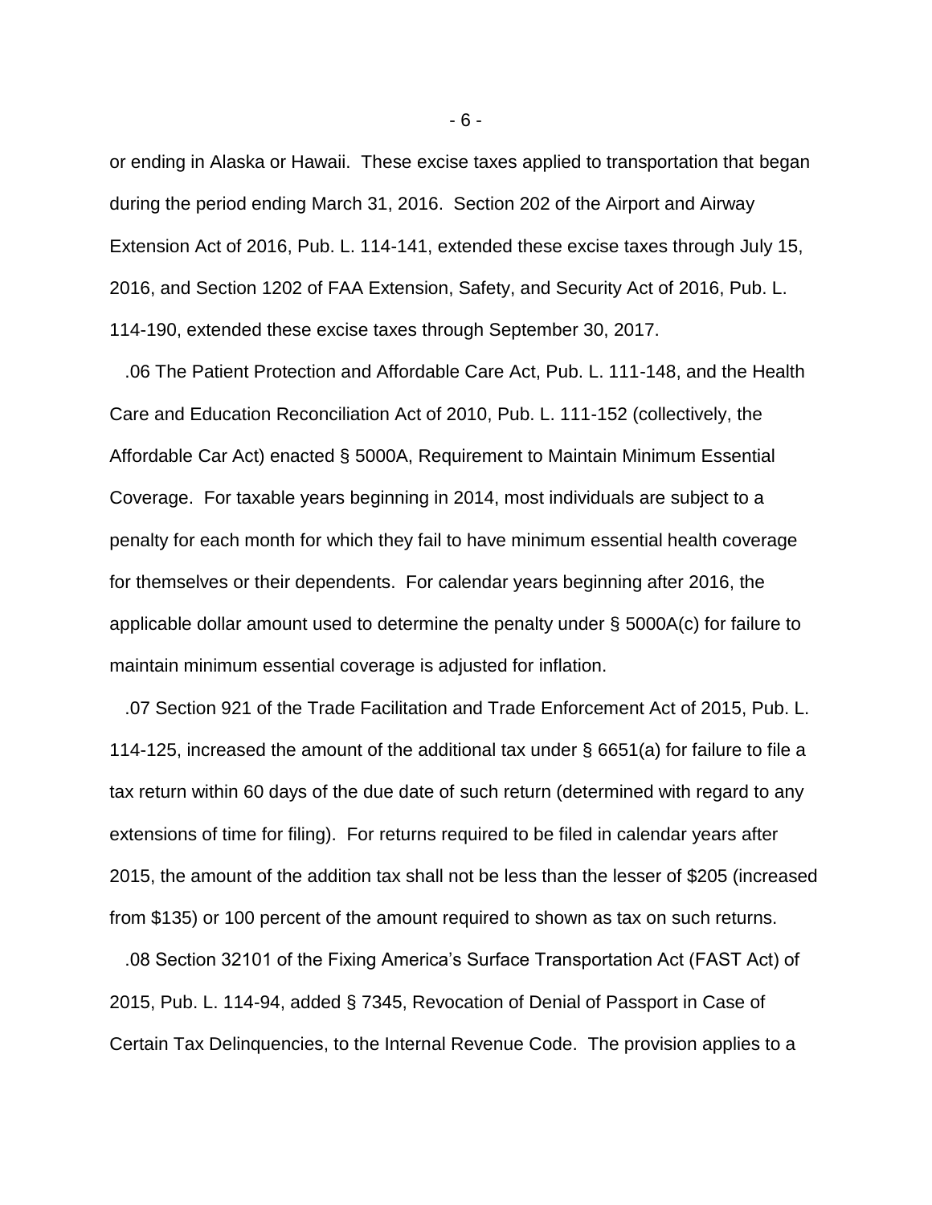or ending in Alaska or Hawaii. These excise taxes applied to transportation that began during the period ending March 31, 2016. Section 202 of the Airport and Airway Extension Act of 2016, Pub. L. 114-141, extended these excise taxes through July 15, 2016, and Section 1202 of FAA Extension, Safety, and Security Act of 2016, Pub. L. 114-190, extended these excise taxes through September 30, 2017.

.06 The Patient Protection and Affordable Care Act, Pub. L. 111-148, and the Health Care and Education Reconciliation Act of 2010, Pub. L. 111-152 (collectively, the Affordable Car Act) enacted § 5000A, Requirement to Maintain Minimum Essential Coverage. For taxable years beginning in 2014, most individuals are subject to a penalty for each month for which they fail to have minimum essential health coverage for themselves or their dependents. For calendar years beginning after 2016, the applicable dollar amount used to determine the penalty under § 5000A(c) for failure to maintain minimum essential coverage is adjusted for inflation.

.07 Section 921 of the Trade Facilitation and Trade Enforcement Act of 2015, Pub. L. 114-125, increased the amount of the additional tax under § 6651(a) for failure to file a tax return within 60 days of the due date of such return (determined with regard to any extensions of time for filing). For returns required to be filed in calendar years after 2015, the amount of the addition tax shall not be less than the lesser of $205 (increased from $135) or 100 percent of the amount required to shown as tax on such returns.

.08 Section 32101 of the Fixing America's Surface Transportation Act (FAST Act) of 2015, Pub. L. 114-94, added § 7345, Revocation of Denial of Passport in Case of Certain Tax Delinquencies, to the Internal Revenue Code. The provision applies to a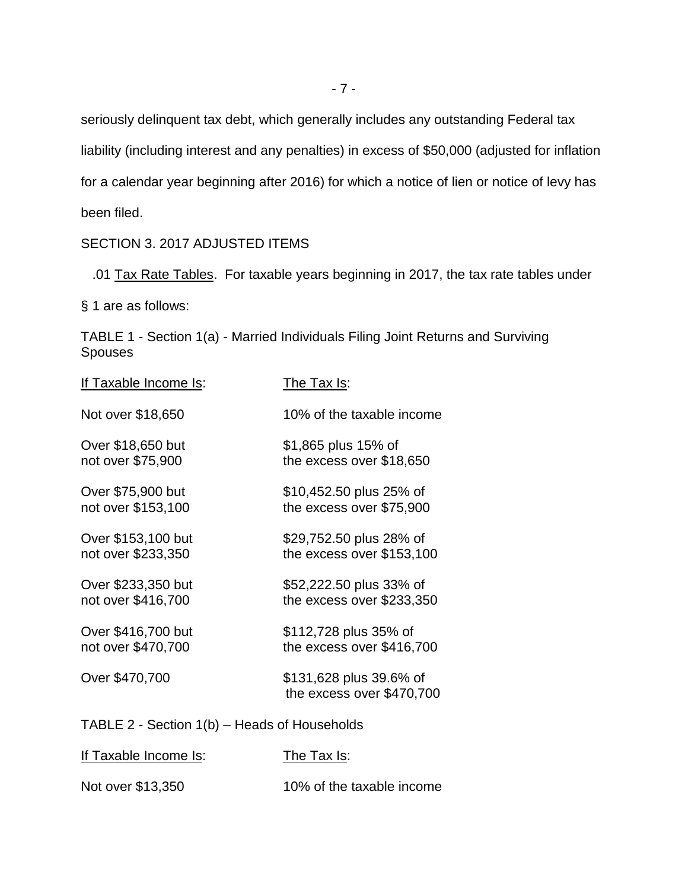seriously delinquent tax debt, which generally includes any outstanding Federal tax liability (including interest and any penalties) in excess of $50,000 (adjusted for inflation for a calendar year beginning after 2016) for which a notice of lien or notice of levy has been filed.

SECTION 3. 2017 ADJUSTED ITEMS

.01 Tax Rate Tables. For taxable years beginning in 2017, the tax rate tables under § 1 are as follows:

TABLE 1 - Section 1(a) - Married Individuals Filing Joint Returns and Surviving Spouses

| If Taxable Income Is: | The Tax Is: |
|---|---|
| Not over $18,650 | 10% of the taxable income |
| Over $18,650 but not over $75,900 | $1,865 plus 15% of the excess over $18,650 |
| Over $75,900 but not over $153,100 | $10,452.50 plus 25% of the excess over $75,900 |
| Over $153,100 but not over $233,350 | $29,752.50 plus 28% of the excess over $153,100 |
| Over $233,350 but not over $416,700 | $52,222.50 plus 33% of the excess over $233,350 |
| Over $416,700 but not over $470,700 | $112,728 plus 35% of the excess over $416,700 |
| Over $470,700 | $131,628 plus 39.6% of the excess over $470,700 |

TABLE 2 - Section 1(b) – Heads of Households

| If Taxable Income Is: | The Tax Is: |
|---|---|
| Not over $13,350 | 10% of the taxable income |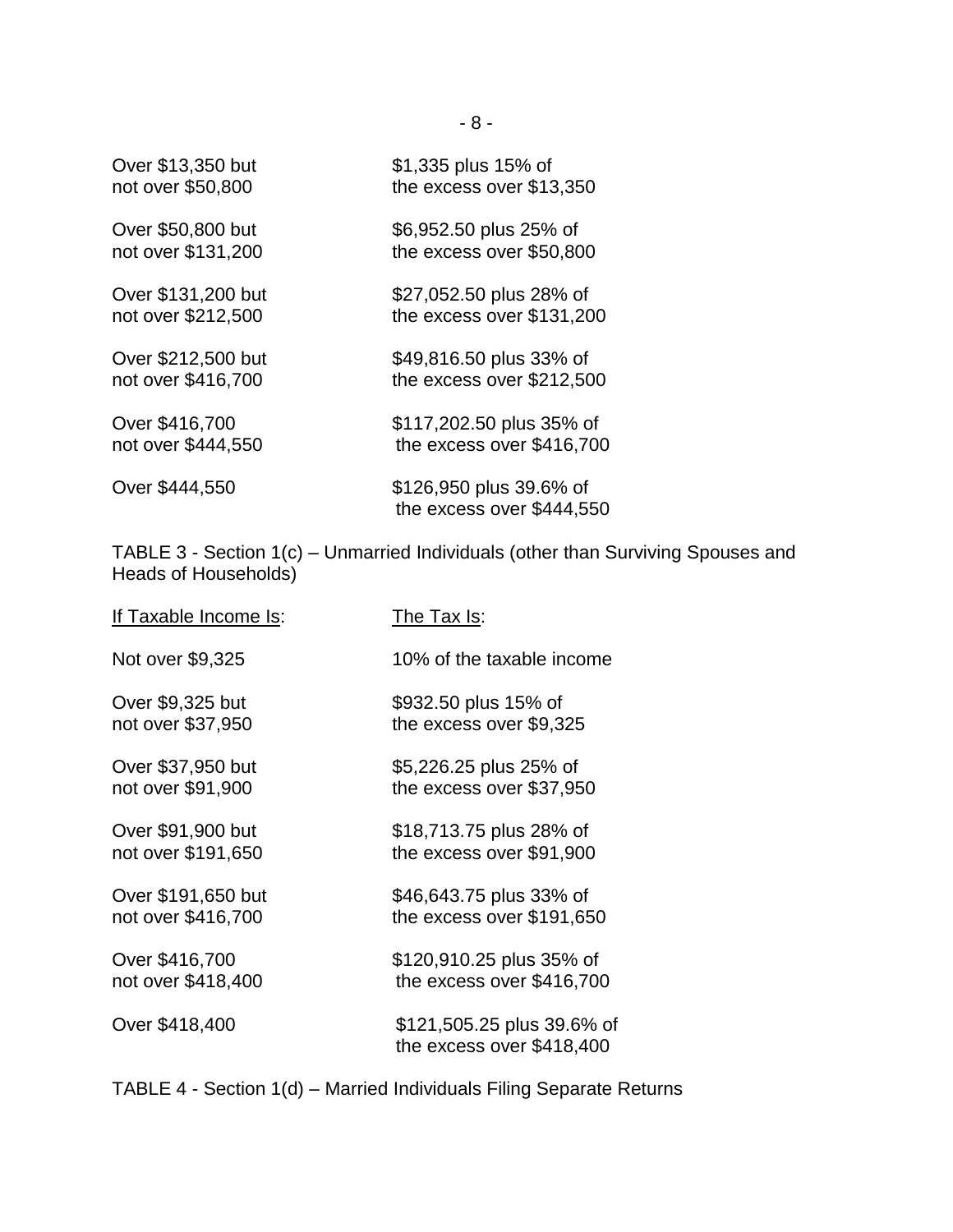| | |
|---|---|
| Over $13,350 but not over $50,800 | $1,335 plus 15% of the excess over $13,350 |
| Over $50,800 but not over $131,200 | $6,952.50 plus 25% of the excess over $50,800 |
| Over $131,200 but not over $212,500 | $27,052.50 plus 28% of the excess over $131,200 |
| Over $212,500 but not over $416,700 | $49,816.50 plus 33% of the excess over $212,500 |
| Over $416,700 not over $444,550 | $117,202.50 plus 35% of the excess over $416,700 |
| Over $444,550 | $126,950 plus 39.6% of the excess over $444,550 |

TABLE 3 - Section 1(c) – Unmarried Individuals (other than Surviving Spouses and Heads of Households)

| If Taxable Income Is: | The Tax Is: |
|---|---|
| Not over $9,325 | 10% of the taxable income |
| Over $9,325 but not over $37,950 | $932.50 plus 15% of the excess over $9,325 |
| Over $37,950 but not over $91,900 | $5,226.25 plus 25% of the excess over $37,950 |
| Over $91,900 but not over $191,650 | $18,713.75 plus 28% of the excess over $91,900 |
| Over $191,650 but not over $416,700 | $46,643.75 plus 33% of the excess over $191,650 |
| Over $416,700 not over $418,400 | $120,910.25 plus 35% of the excess over $416,700 |
| Over $418,400 | $121,505.25 plus 39.6% of the excess over $418,400 |

TABLE 4 - Section 1(d) – Married Individuals Filing Separate Returns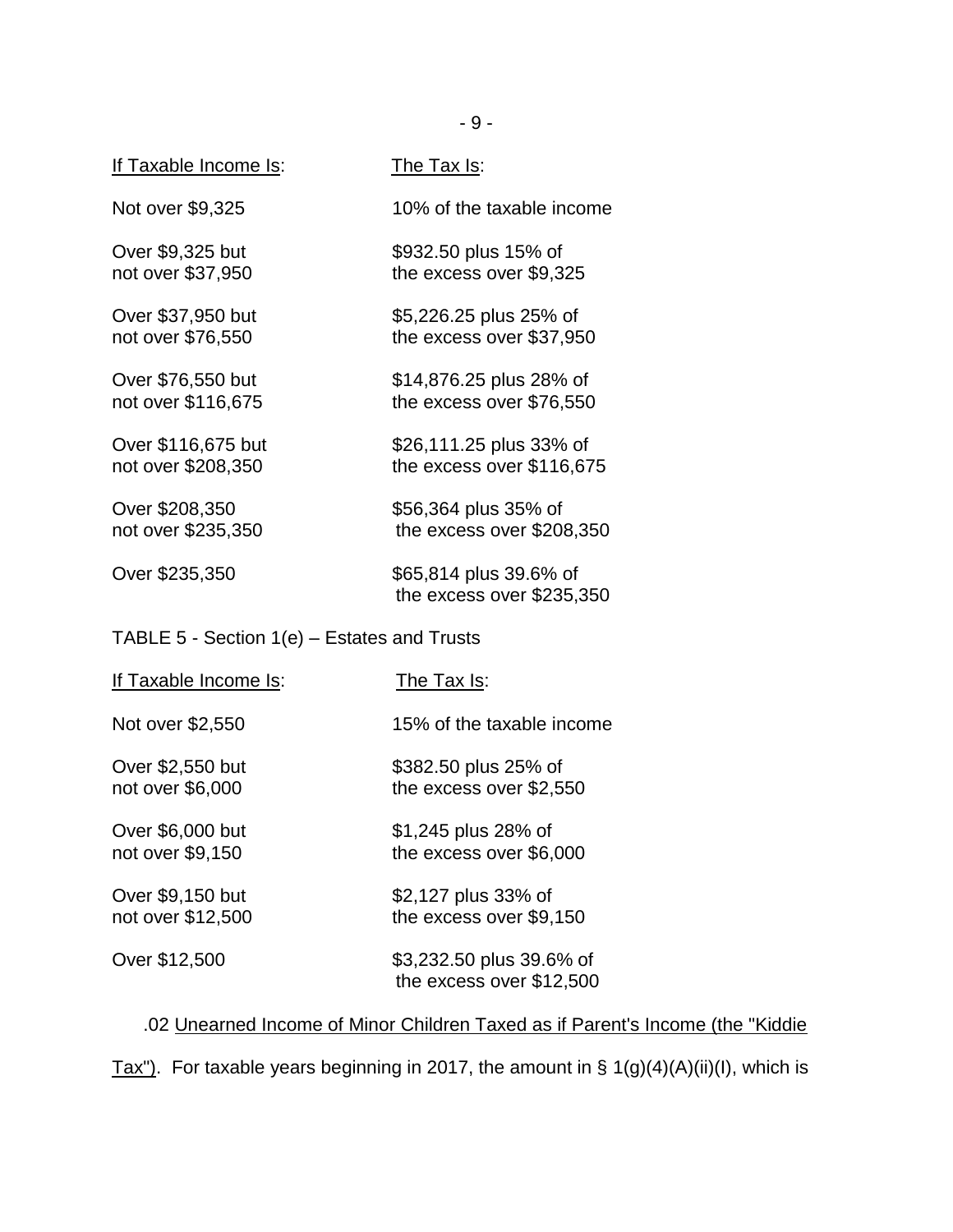| If Taxable Income Is: | The Tax Is: |
|---|---|
| Not over $9,325 | 10% of the taxable income |
| Over $9,325 but not over $37,950 | $932.50 plus 15% of the excess over $9,325 |
| Over $37,950 but not over $76,550 | $5,226.25 plus 25% of the excess over $37,950 |
| Over $76,550 but not over $116,675 | $14,876.25 plus 28% of the excess over $76,550 |
| Over $116,675 but not over $208,350 | $26,111.25 plus 33% of the excess over $116,675 |
| Over $208,350 not over $235,350 | $56,364 plus 35% of the excess over $208,350 |
| Over $235,350 | $65,814 plus 39.6% of the excess over $235,350 |

TABLE 5 - Section 1(e) – Estates and Trusts

| If Taxable Income Is: | The Tax Is: |
|---|---|
| Not over $2,550 | 15% of the taxable income |
| Over $2,550 but not over $6,000 | $382.50 plus 25% of the excess over $2,550 |
| Over $6,000 but not over $9,150 | $1,245 plus 28% of the excess over $6,000 |
| Over $9,150 but not over $12,500 | $2,127 plus 33% of the excess over $9,150 |
| Over $12,500 | $3,232.50 plus 39.6% of the excess over $12,500 |

.02 Unearned Income of Minor Children Taxed as if Parent's Income (the "Kiddie Tax"). For taxable years beginning in 2017, the amount in § 1(g)(4)(A)(ii)(I), which is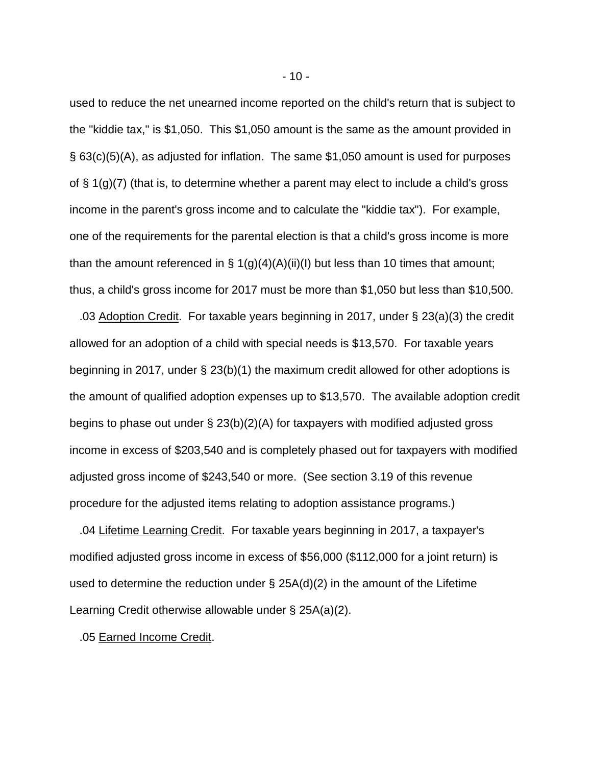used to reduce the net unearned income reported on the child's return that is subject to the "kiddie tax," is $1,050. This $1,050 amount is the same as the amount provided in § 63(c)(5)(A), as adjusted for inflation. The same $1,050 amount is used for purposes of § 1(g)(7) (that is, to determine whether a parent may elect to include a child's gross income in the parent's gross income and to calculate the "kiddie tax"). For example, one of the requirements for the parental election is that a child's gross income is more than the amount referenced in § 1(g)(4)(A)(ii)(I) but less than 10 times that amount; thus, a child's gross income for 2017 must be more than $1,050 but less than $10,500.

.03 Adoption Credit. For taxable years beginning in 2017, under § 23(a)(3) the credit allowed for an adoption of a child with special needs is $13,570. For taxable years beginning in 2017, under § 23(b)(1) the maximum credit allowed for other adoptions is the amount of qualified adoption expenses up to $13,570. The available adoption credit begins to phase out under § 23(b)(2)(A) for taxpayers with modified adjusted gross income in excess of $203,540 and is completely phased out for taxpayers with modified adjusted gross income of $243,540 or more. (See section 3.19 of this revenue procedure for the adjusted items relating to adoption assistance programs.)

.04 Lifetime Learning Credit. For taxable years beginning in 2017, a taxpayer's modified adjusted gross income in excess of $56,000 ($112,000 for a joint return) is used to determine the reduction under § 25A(d)(2) in the amount of the Lifetime Learning Credit otherwise allowable under § 25A(a)(2).

.05 Earned Income Credit.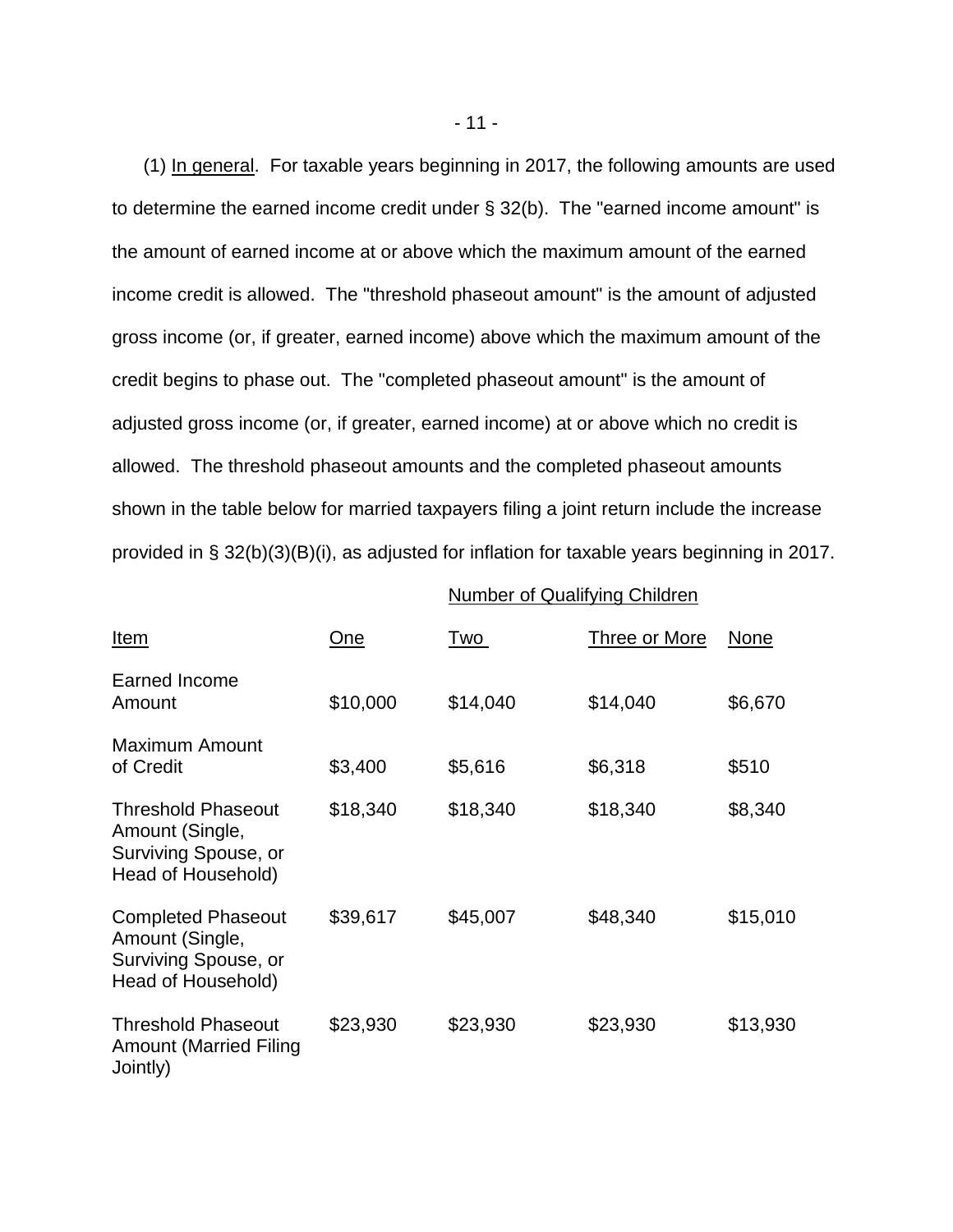(1) In general. For taxable years beginning in 2017, the following amounts are used to determine the earned income credit under § 32(b). The "earned income amount" is the amount of earned income at or above which the maximum amount of the earned income credit is allowed. The "threshold phaseout amount" is the amount of adjusted gross income (or, if greater, earned income) above which the maximum amount of the credit begins to phase out. The "completed phaseout amount" is the amount of adjusted gross income (or, if greater, earned income) at or above which no credit is allowed. The threshold phaseout amounts and the completed phaseout amounts shown in the table below for married taxpayers filing a joint return include the increase provided in § 32(b)(3)(B)(i), as adjusted for inflation for taxable years beginning in 2017.

| | Number of Qualifying Children | | | |
|---|---|---|---|---|
| Item | One | Two | Three or More | None |
| Earned Income Amount | $10,000 | $14,040 | $14,040 | $6,670 |
| Maximum Amount of Credit | $3,400 | $5,616 | $6,318 | $510 |
| Threshold Phaseout Amount (Single, Surviving Spouse, or Head of Household) | $18,340 | $18,340 | $18,340 | $8,340 |
| Completed Phaseout Amount (Single, Surviving Spouse, or Head of Household) | $39,617 | $45,007 | $48,340 | $15,010 |
| Threshold Phaseout Amount (Married Filing Jointly) | $23,930 | $23,930 | $23,930 | $13,930 |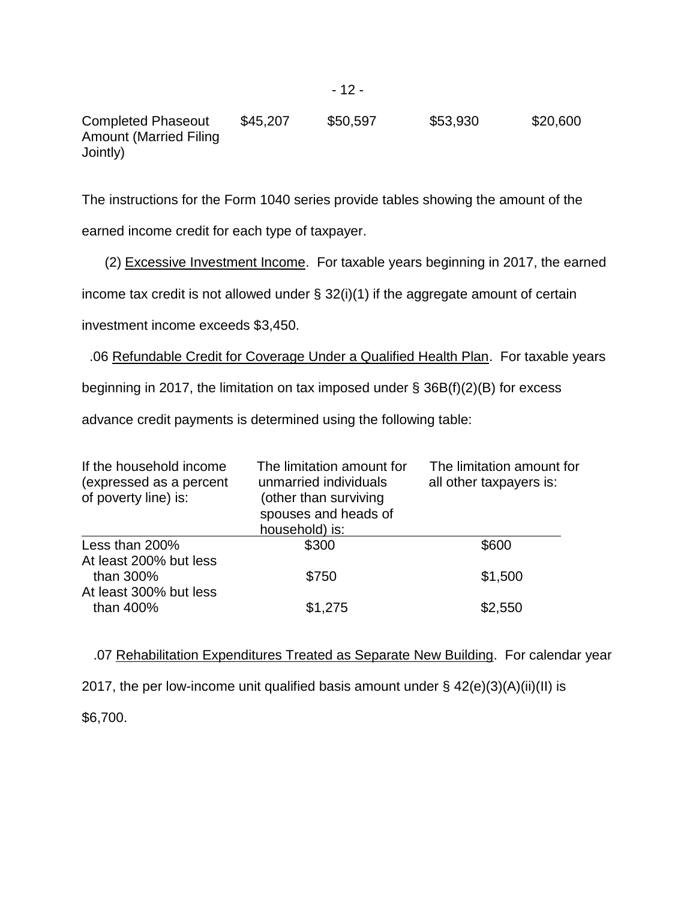| | | | | |
|---|---|---|---|---|
| Completed Phaseout Amount (Married Filing Jointly) | $45,207 | $50,597 | $53,930 | $20,600 |

The instructions for the Form 1040 series provide tables showing the amount of the earned income credit for each type of taxpayer.

(2) Excessive Investment Income. For taxable years beginning in 2017, the earned income tax credit is not allowed under § 32(i)(1) if the aggregate amount of certain investment income exceeds $3,450.

.06 Refundable Credit for Coverage Under a Qualified Health Plan. For taxable years beginning in 2017, the limitation on tax imposed under § 36B(f)(2)(B) for excess advance credit payments is determined using the following table:

| If the household income (expressed as a percent of poverty line) is: | The limitation amount for unmarried individuals (other than surviving spouses and heads of household) is: | The limitation amount for all other taxpayers is: |
|---|---|---|
| Less than 200% | $300 | $600 |
| At least 200% but less than 300% | $750 | $1,500 |
| At least 300% but less than 400% | $1,275 | $2,550 |

.07 Rehabilitation Expenditures Treated as Separate New Building. For calendar year 2017, the per low-income unit qualified basis amount under § 42(e)(3)(A)(ii)(II) is $6,700.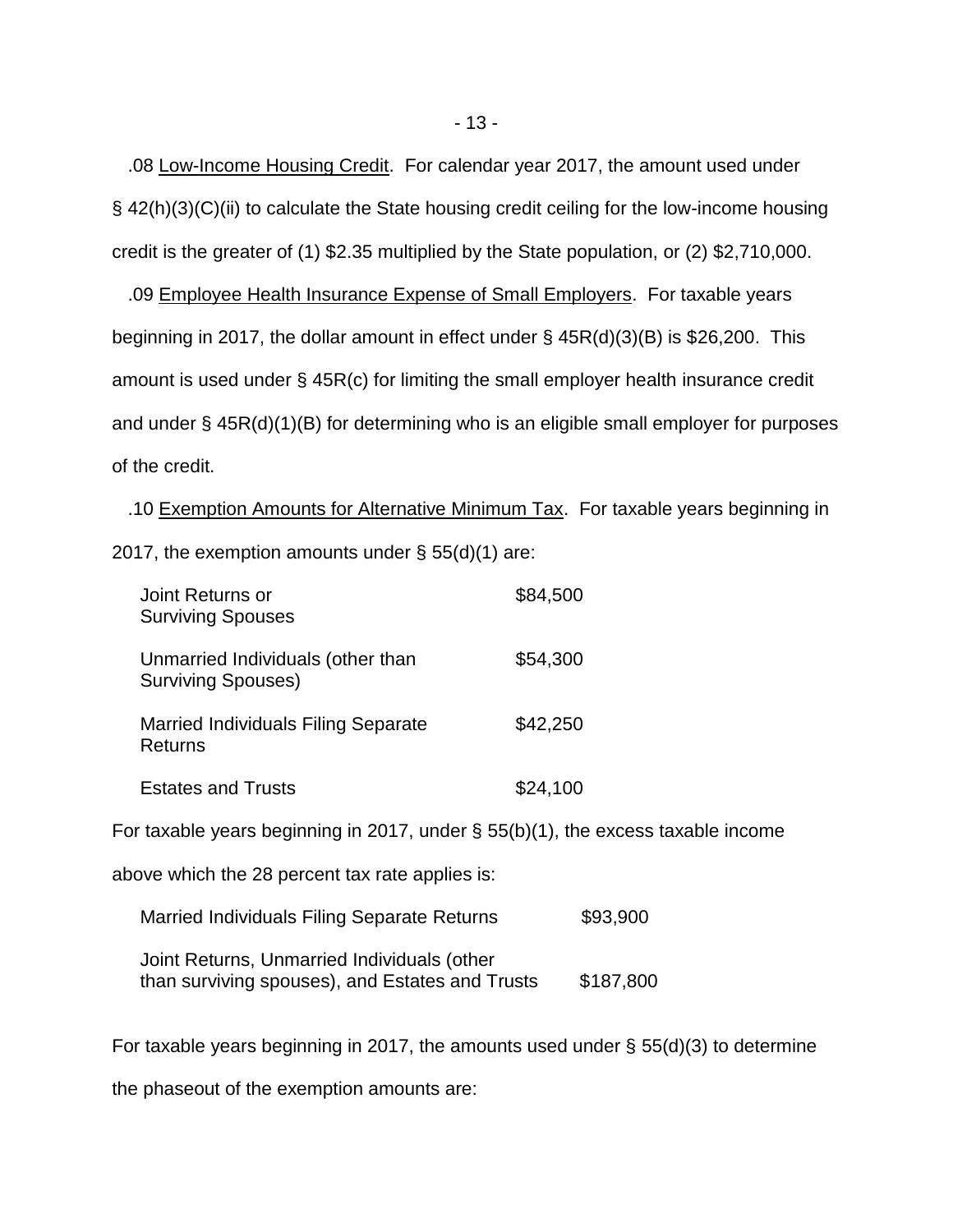.08 <u>Low-Income Housing Credit</u>. For calendar year 2017, the amount used under § 42(h)(3)(C)(ii) to calculate the State housing credit ceiling for the low-income housing credit is the greater of (1) $2.35 multiplied by the State population, or (2) $2,710,000.

.09 <u>Employee Health Insurance Expense of Small Employers</u>. For taxable years beginning in 2017, the dollar amount in effect under § 45R(d)(3)(B) is $26,200. This amount is used under § 45R(c) for limiting the small employer health insurance credit and under § 45R(d)(1)(B) for determining who is an eligible small employer for purposes of the credit.

.10 <u>Exemption Amounts for Alternative Minimum Tax</u>. For taxable years beginning in 2017, the exemption amounts under § 55(d)(1) are:

| | |
|---|---|
| Joint Returns or Surviving Spouses | $84,500 |
| Unmarried Individuals (other than Surviving Spouses) | $54,300 |
| Married Individuals Filing Separate Returns | $42,250 |
| Estates and Trusts | $24,100 |

For taxable years beginning in 2017, under § 55(b)(1), the excess taxable income above which the 28 percent tax rate applies is:

| | |
|---|---|
| Married Individuals Filing Separate Returns | $93,900 |
| Joint Returns, Unmarried Individuals (other than surviving spouses), and Estates and Trusts | $187,800 |

For taxable years beginning in 2017, the amounts used under § 55(d)(3) to determine the phaseout of the exemption amounts are: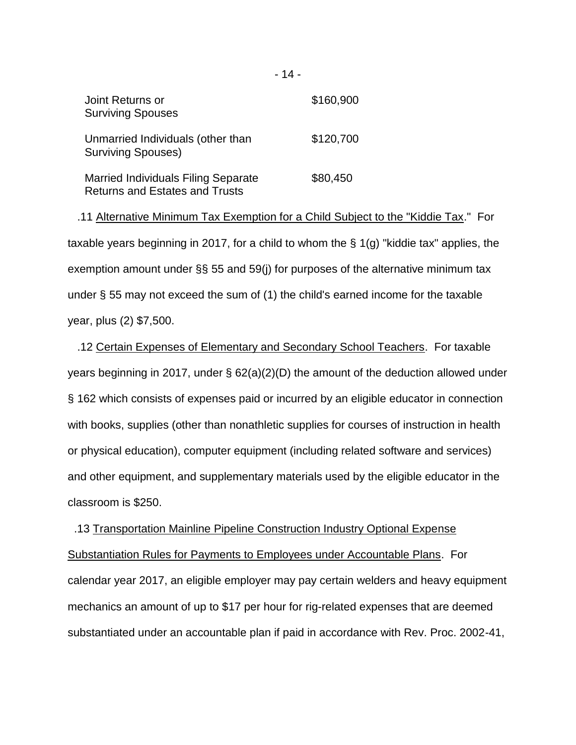| | |
|---|---|
| Joint Returns or Surviving Spouses | $160,900 |
| Unmarried Individuals (other than Surviving Spouses) | $120,700 |
| Married Individuals Filing Separate Returns and Estates and Trusts | $80,450 |

.11 Alternative Minimum Tax Exemption for a Child Subject to the "Kiddie Tax." For taxable years beginning in 2017, for a child to whom the § 1(g) "kiddie tax" applies, the exemption amount under §§ 55 and 59(j) for purposes of the alternative minimum tax under § 55 may not exceed the sum of (1) the child's earned income for the taxable year, plus (2) $7,500.

.12 Certain Expenses of Elementary and Secondary School Teachers. For taxable years beginning in 2017, under § 62(a)(2)(D) the amount of the deduction allowed under § 162 which consists of expenses paid or incurred by an eligible educator in connection with books, supplies (other than nonathletic supplies for courses of instruction in health or physical education), computer equipment (including related software and services) and other equipment, and supplementary materials used by the eligible educator in the classroom is $250.

.13 Transportation Mainline Pipeline Construction Industry Optional Expense Substantiation Rules for Payments to Employees under Accountable Plans. For calendar year 2017, an eligible employer may pay certain welders and heavy equipment mechanics an amount of up to $17 per hour for rig-related expenses that are deemed substantiated under an accountable plan if paid in accordance with Rev. Proc. 2002-41,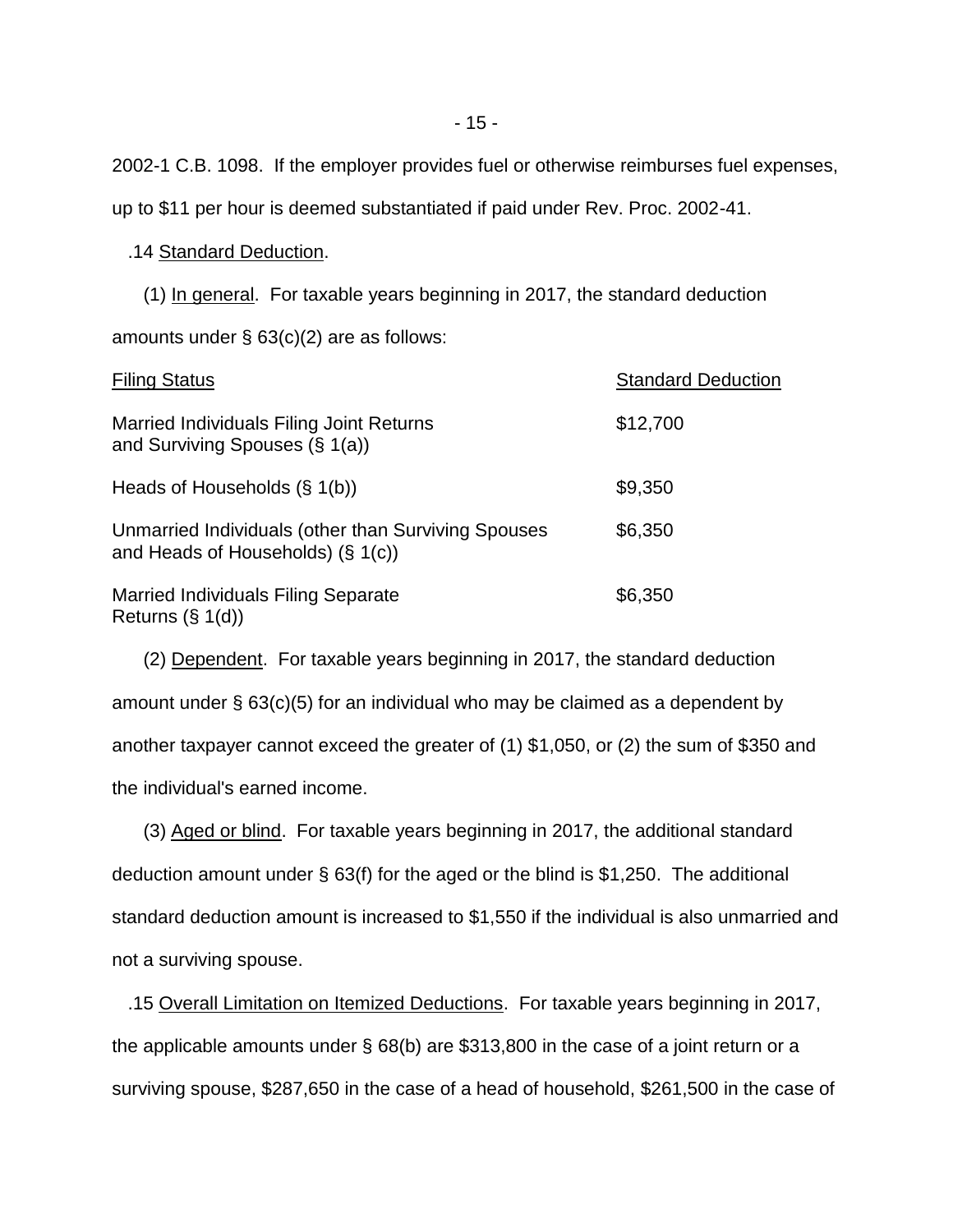2002-1 C.B. 1098. If the employer provides fuel or otherwise reimburses fuel expenses, up to $11 per hour is deemed substantiated if paid under Rev. Proc. 2002-41.

.14 Standard Deduction.

(1) In general. For taxable years beginning in 2017, the standard deduction amounts under § 63(c)(2) are as follows:

| Filing Status | Standard Deduction |
|---|---|
| Married Individuals Filing Joint Returns and Surviving Spouses (§ 1(a)) | $12,700 |
| Heads of Households (§ 1(b)) | $9,350 |
| Unmarried Individuals (other than Surviving Spouses and Heads of Households) (§ 1(c)) | $6,350 |
| Married Individuals Filing Separate Returns (§ 1(d)) | $6,350 |

(2) Dependent. For taxable years beginning in 2017, the standard deduction amount under § 63(c)(5) for an individual who may be claimed as a dependent by another taxpayer cannot exceed the greater of (1) $1,050, or (2) the sum of $350 and the individual's earned income.

(3) Aged or blind. For taxable years beginning in 2017, the additional standard deduction amount under § 63(f) for the aged or the blind is $1,250. The additional standard deduction amount is increased to $1,550 if the individual is also unmarried and not a surviving spouse.

.15 Overall Limitation on Itemized Deductions. For taxable years beginning in 2017, the applicable amounts under § 68(b) are $313,800 in the case of a joint return or a surviving spouse, $287,650 in the case of a head of household, $261,500 in the case of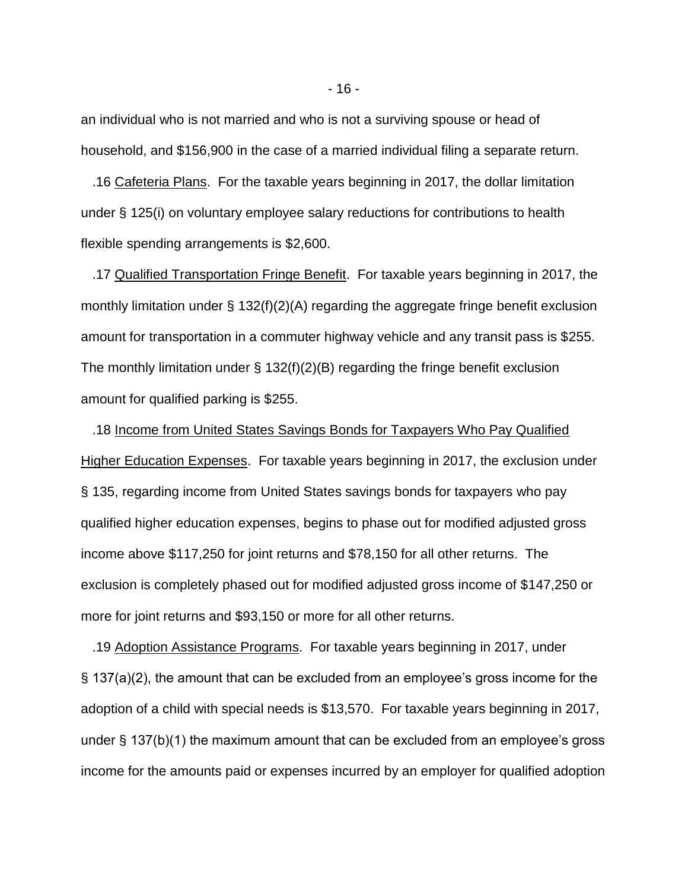an individual who is not married and who is not a surviving spouse or head of household, and $156,900 in the case of a married individual filing a separate return.

.16 Cafeteria Plans. For the taxable years beginning in 2017, the dollar limitation under § 125(i) on voluntary employee salary reductions for contributions to health flexible spending arrangements is $2,600.

.17 Qualified Transportation Fringe Benefit. For taxable years beginning in 2017, the monthly limitation under § 132(f)(2)(A) regarding the aggregate fringe benefit exclusion amount for transportation in a commuter highway vehicle and any transit pass is $255. The monthly limitation under § 132(f)(2)(B) regarding the fringe benefit exclusion amount for qualified parking is $255.

.18 Income from United States Savings Bonds for Taxpayers Who Pay Qualified Higher Education Expenses. For taxable years beginning in 2017, the exclusion under § 135, regarding income from United States savings bonds for taxpayers who pay qualified higher education expenses, begins to phase out for modified adjusted gross income above $117,250 for joint returns and $78,150 for all other returns. The exclusion is completely phased out for modified adjusted gross income of $147,250 or more for joint returns and $93,150 or more for all other returns.

.19 Adoption Assistance Programs. For taxable years beginning in 2017, under § 137(a)(2), the amount that can be excluded from an employee's gross income for the adoption of a child with special needs is $13,570. For taxable years beginning in 2017, under § 137(b)(1) the maximum amount that can be excluded from an employee's gross income for the amounts paid or expenses incurred by an employer for qualified adoption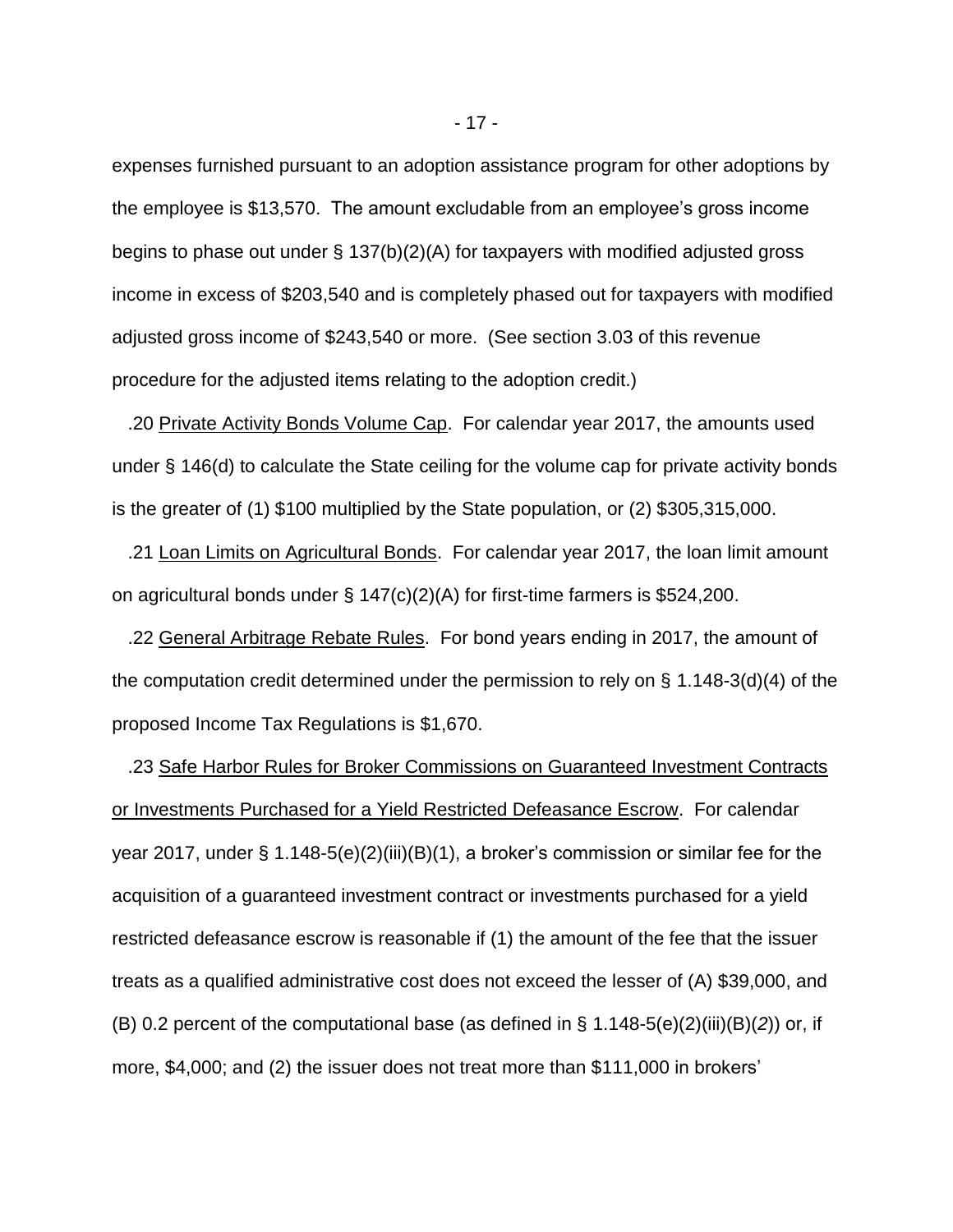expenses furnished pursuant to an adoption assistance program for other adoptions by the employee is $13,570. The amount excludable from an employee's gross income begins to phase out under § 137(b)(2)(A) for taxpayers with modified adjusted gross income in excess of $203,540 and is completely phased out for taxpayers with modified adjusted gross income of $243,540 or more. (See section 3.03 of this revenue procedure for the adjusted items relating to the adoption credit.)

.20 Private Activity Bonds Volume Cap. For calendar year 2017, the amounts used under § 146(d) to calculate the State ceiling for the volume cap for private activity bonds is the greater of (1) $100 multiplied by the State population, or (2) $305,315,000.

.21 Loan Limits on Agricultural Bonds. For calendar year 2017, the loan limit amount on agricultural bonds under § 147(c)(2)(A) for first-time farmers is $524,200.

.22 General Arbitrage Rebate Rules. For bond years ending in 2017, the amount of the computation credit determined under the permission to rely on § 1.148-3(d)(4) of the proposed Income Tax Regulations is $1,670.

.23 Safe Harbor Rules for Broker Commissions on Guaranteed Investment Contracts or Investments Purchased for a Yield Restricted Defeasance Escrow. For calendar year 2017, under § 1.148-5(e)(2)(iii)(B)(1), a broker's commission or similar fee for the acquisition of a guaranteed investment contract or investments purchased for a yield restricted defeasance escrow is reasonable if (1) the amount of the fee that the issuer treats as a qualified administrative cost does not exceed the lesser of (A) $39,000, and (B) 0.2 percent of the computational base (as defined in § 1.148-5(e)(2)(iii)(B)(*2*)) or, if more, $4,000; and (2) the issuer does not treat more than $111,000 in brokers'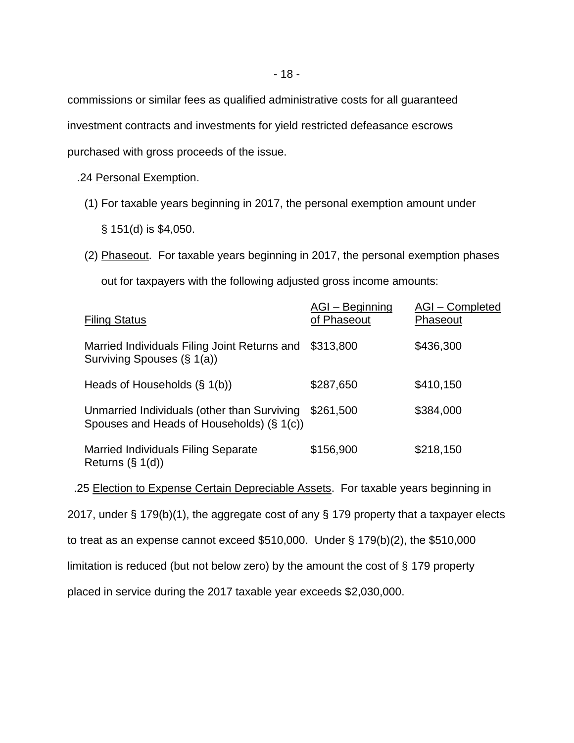commissions or similar fees as qualified administrative costs for all guaranteed investment contracts and investments for yield restricted defeasance escrows purchased with gross proceeds of the issue.

.24 Personal Exemption.

(1) For taxable years beginning in 2017, the personal exemption amount under § 151(d) is $4,050.

(2) Phaseout. For taxable years beginning in 2017, the personal exemption phases out for taxpayers with the following adjusted gross income amounts:

| Filing Status | AGI – Beginning of Phaseout | AGI – Completed Phaseout |
|---|---|---|
| Married Individuals Filing Joint Returns and Surviving Spouses (§ 1(a)) | $313,800 | $436,300 |
| Heads of Households (§ 1(b)) | $287,650 | $410,150 |
| Unmarried Individuals (other than Surviving Spouses and Heads of Households) (§ 1(c)) | $261,500 | $384,000 |
| Married Individuals Filing Separate Returns (§ 1(d)) | $156,900 | $218,150 |

.25 Election to Expense Certain Depreciable Assets. For taxable years beginning in 2017, under § 179(b)(1), the aggregate cost of any § 179 property that a taxpayer elects to treat as an expense cannot exceed $510,000. Under § 179(b)(2), the $510,000 limitation is reduced (but not below zero) by the amount the cost of § 179 property placed in service during the 2017 taxable year exceeds $2,030,000.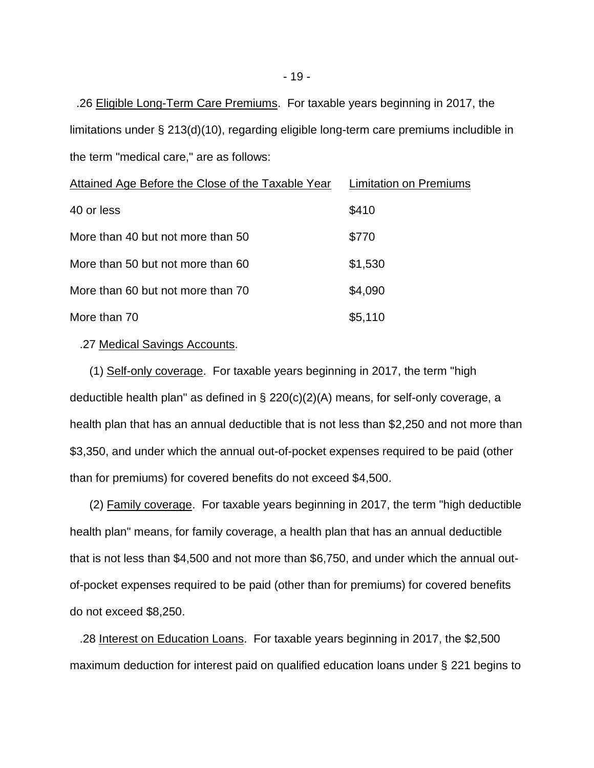.26 Eligible Long-Term Care Premiums. For taxable years beginning in 2017, the limitations under § 213(d)(10), regarding eligible long-term care premiums includible in the term "medical care," are as follows:

| Attained Age Before the Close of the Taxable Year | Limitation on Premiums |
|---|---|
| 40 or less | $410 |
| More than 40 but not more than 50 | $770 |
| More than 50 but not more than 60 | $1,530 |
| More than 60 but not more than 70 | $4,090 |
| More than 70 | $5,110 |

.27 Medical Savings Accounts.

(1) Self-only coverage. For taxable years beginning in 2017, the term "high deductible health plan" as defined in § 220(c)(2)(A) means, for self-only coverage, a health plan that has an annual deductible that is not less than $2,250 and not more than $3,350, and under which the annual out-of-pocket expenses required to be paid (other than for premiums) for covered benefits do not exceed $4,500.

(2) Family coverage. For taxable years beginning in 2017, the term "high deductible health plan" means, for family coverage, a health plan that has an annual deductible that is not less than $4,500 and not more than $6,750, and under which the annual out-of-pocket expenses required to be paid (other than for premiums) for covered benefits do not exceed $8,250.

.28 Interest on Education Loans. For taxable years beginning in 2017, the $2,500 maximum deduction for interest paid on qualified education loans under § 221 begins to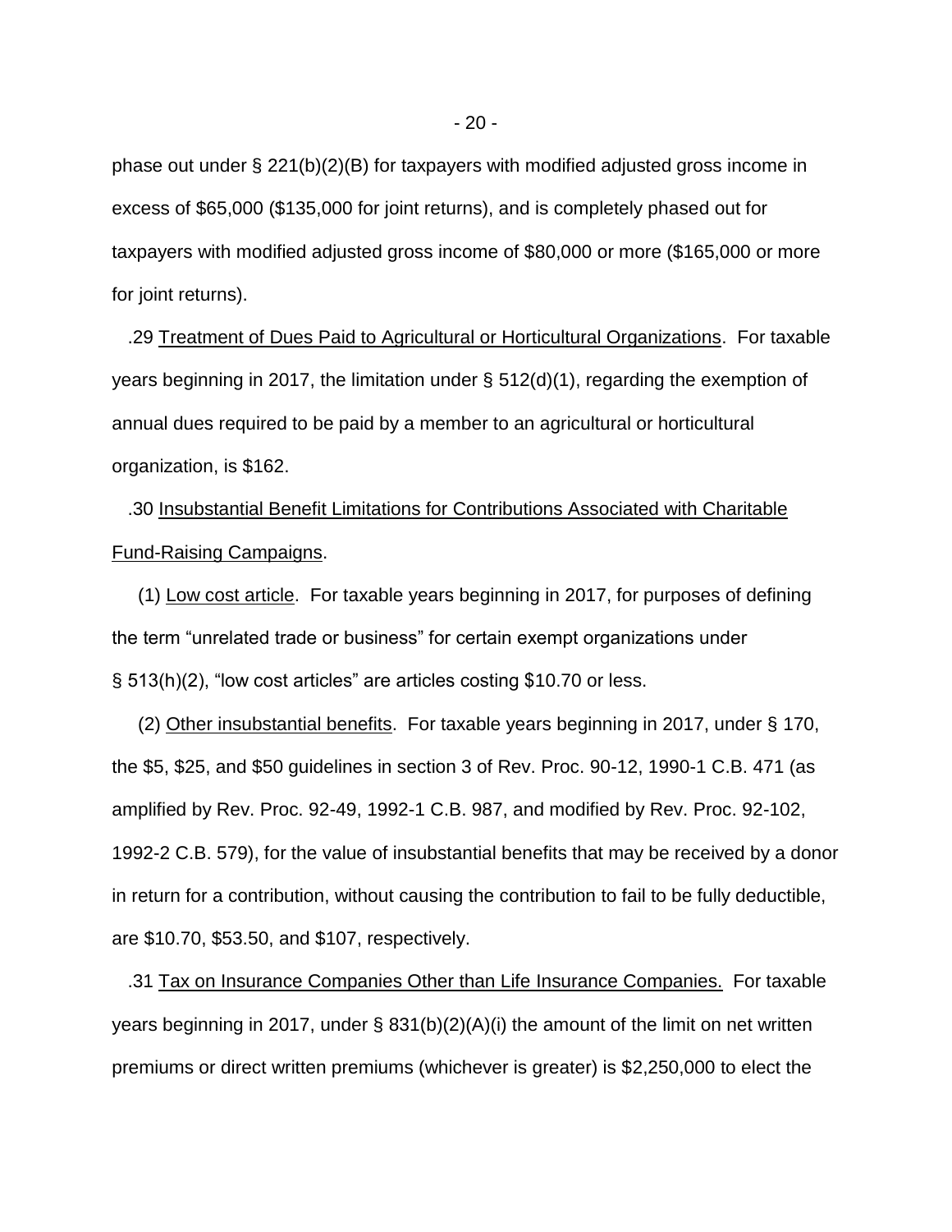phase out under § 221(b)(2)(B) for taxpayers with modified adjusted gross income in excess of $65,000 ($135,000 for joint returns), and is completely phased out for taxpayers with modified adjusted gross income of $80,000 or more ($165,000 or more for joint returns).

.29 Treatment of Dues Paid to Agricultural or Horticultural Organizations. For taxable years beginning in 2017, the limitation under § 512(d)(1), regarding the exemption of annual dues required to be paid by a member to an agricultural or horticultural organization, is $162.

.30 Insubstantial Benefit Limitations for Contributions Associated with Charitable Fund-Raising Campaigns.

(1) Low cost article. For taxable years beginning in 2017, for purposes of defining the term "unrelated trade or business" for certain exempt organizations under § 513(h)(2), "low cost articles" are articles costing $10.70 or less.

(2) Other insubstantial benefits. For taxable years beginning in 2017, under § 170, the $5, $25, and $50 guidelines in section 3 of Rev. Proc. 90-12, 1990-1 C.B. 471 (as amplified by Rev. Proc. 92-49, 1992-1 C.B. 987, and modified by Rev. Proc. 92-102, 1992-2 C.B. 579), for the value of insubstantial benefits that may be received by a donor in return for a contribution, without causing the contribution to fail to be fully deductible, are $10.70, $53.50, and $107, respectively.

.31 Tax on Insurance Companies Other than Life Insurance Companies. For taxable years beginning in 2017, under § 831(b)(2)(A)(i) the amount of the limit on net written premiums or direct written premiums (whichever is greater) is $2,250,000 to elect the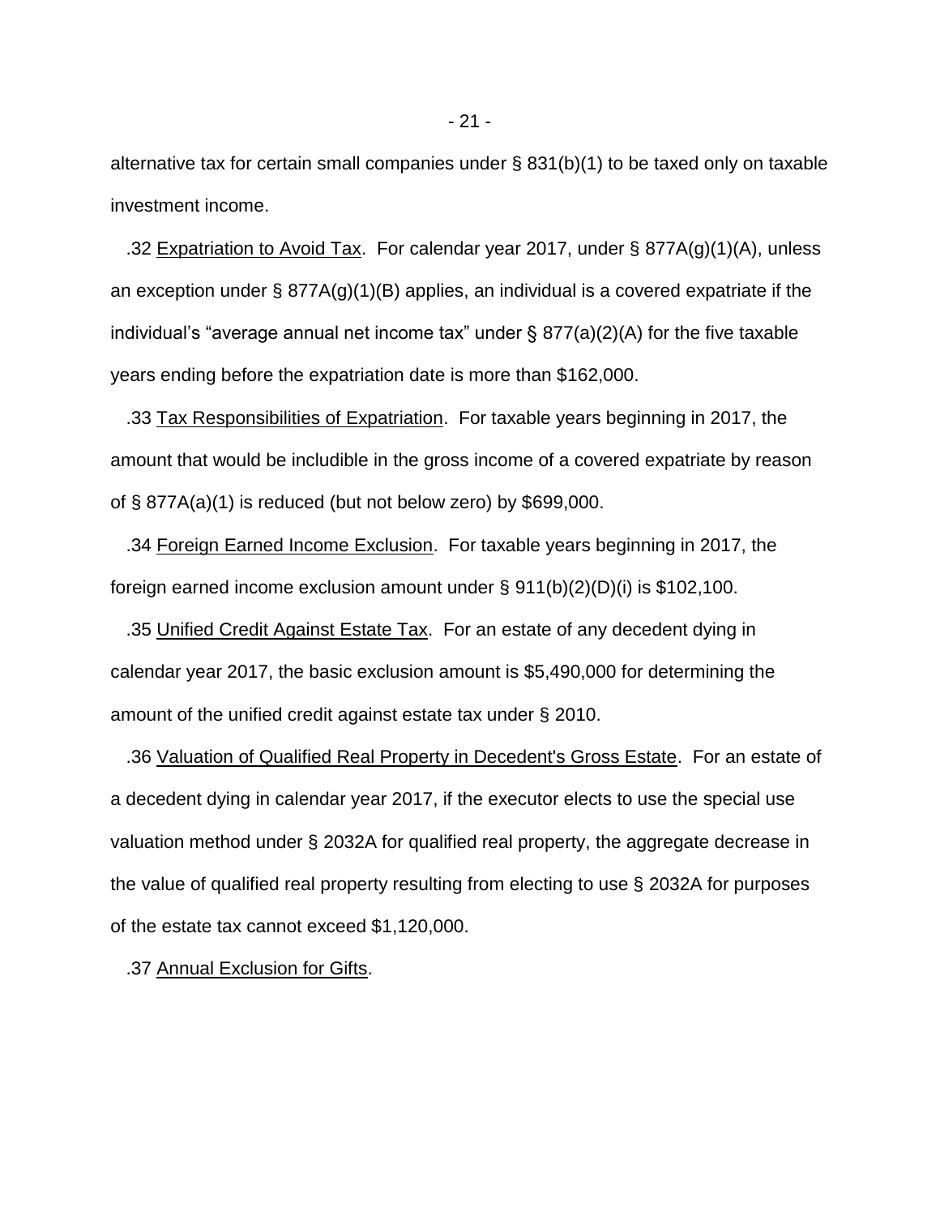alternative tax for certain small companies under § 831(b)(1) to be taxed only on taxable investment income.

.32 Expatriation to Avoid Tax. For calendar year 2017, under § 877A(g)(1)(A), unless an exception under § 877A(g)(1)(B) applies, an individual is a covered expatriate if the individual's "average annual net income tax" under § 877(a)(2)(A) for the five taxable years ending before the expatriation date is more than $162,000.

.33 Tax Responsibilities of Expatriation. For taxable years beginning in 2017, the amount that would be includible in the gross income of a covered expatriate by reason of § 877A(a)(1) is reduced (but not below zero) by $699,000.

.34 Foreign Earned Income Exclusion. For taxable years beginning in 2017, the foreign earned income exclusion amount under § 911(b)(2)(D)(i) is $102,100.

.35 Unified Credit Against Estate Tax. For an estate of any decedent dying in calendar year 2017, the basic exclusion amount is $5,490,000 for determining the amount of the unified credit against estate tax under § 2010.

.36 Valuation of Qualified Real Property in Decedent's Gross Estate. For an estate of a decedent dying in calendar year 2017, if the executor elects to use the special use valuation method under § 2032A for qualified real property, the aggregate decrease in the value of qualified real property resulting from electing to use § 2032A for purposes of the estate tax cannot exceed $1,120,000.

.37 Annual Exclusion for Gifts.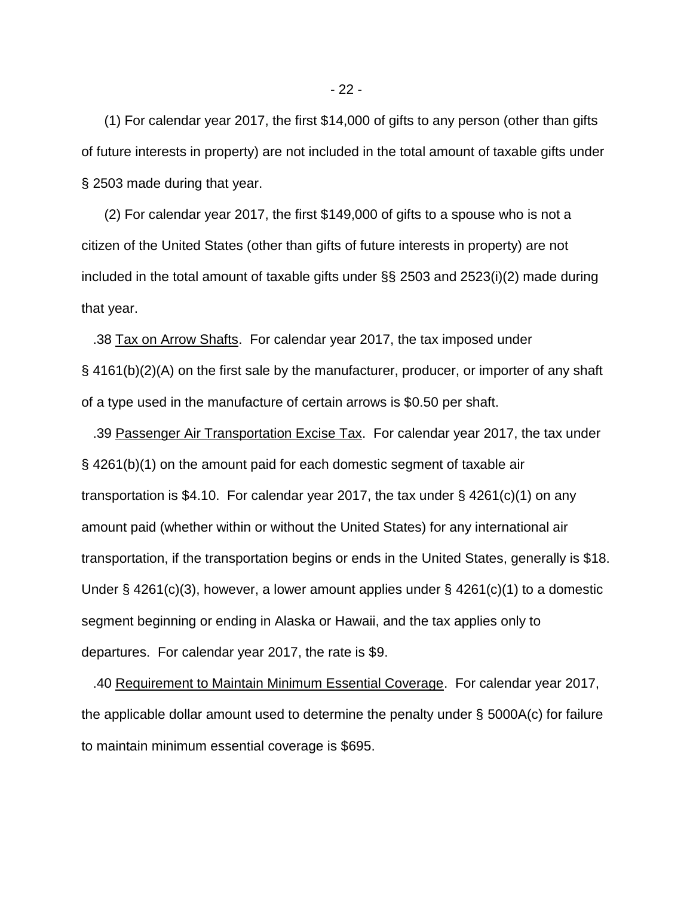(1) For calendar year 2017, the first $14,000 of gifts to any person (other than gifts of future interests in property) are not included in the total amount of taxable gifts under § 2503 made during that year.

(2) For calendar year 2017, the first $149,000 of gifts to a spouse who is not a citizen of the United States (other than gifts of future interests in property) are not included in the total amount of taxable gifts under §§ 2503 and 2523(i)(2) made during that year.

.38 Tax on Arrow Shafts. For calendar year 2017, the tax imposed under § 4161(b)(2)(A) on the first sale by the manufacturer, producer, or importer of any shaft of a type used in the manufacture of certain arrows is $0.50 per shaft.

.39 Passenger Air Transportation Excise Tax. For calendar year 2017, the tax under § 4261(b)(1) on the amount paid for each domestic segment of taxable air transportation is $4.10. For calendar year 2017, the tax under § 4261(c)(1) on any amount paid (whether within or without the United States) for any international air transportation, if the transportation begins or ends in the United States, generally is $18. Under § 4261(c)(3), however, a lower amount applies under § 4261(c)(1) to a domestic segment beginning or ending in Alaska or Hawaii, and the tax applies only to departures. For calendar year 2017, the rate is $9.

.40 Requirement to Maintain Minimum Essential Coverage. For calendar year 2017, the applicable dollar amount used to determine the penalty under § 5000A(c) for failure to maintain minimum essential coverage is $695.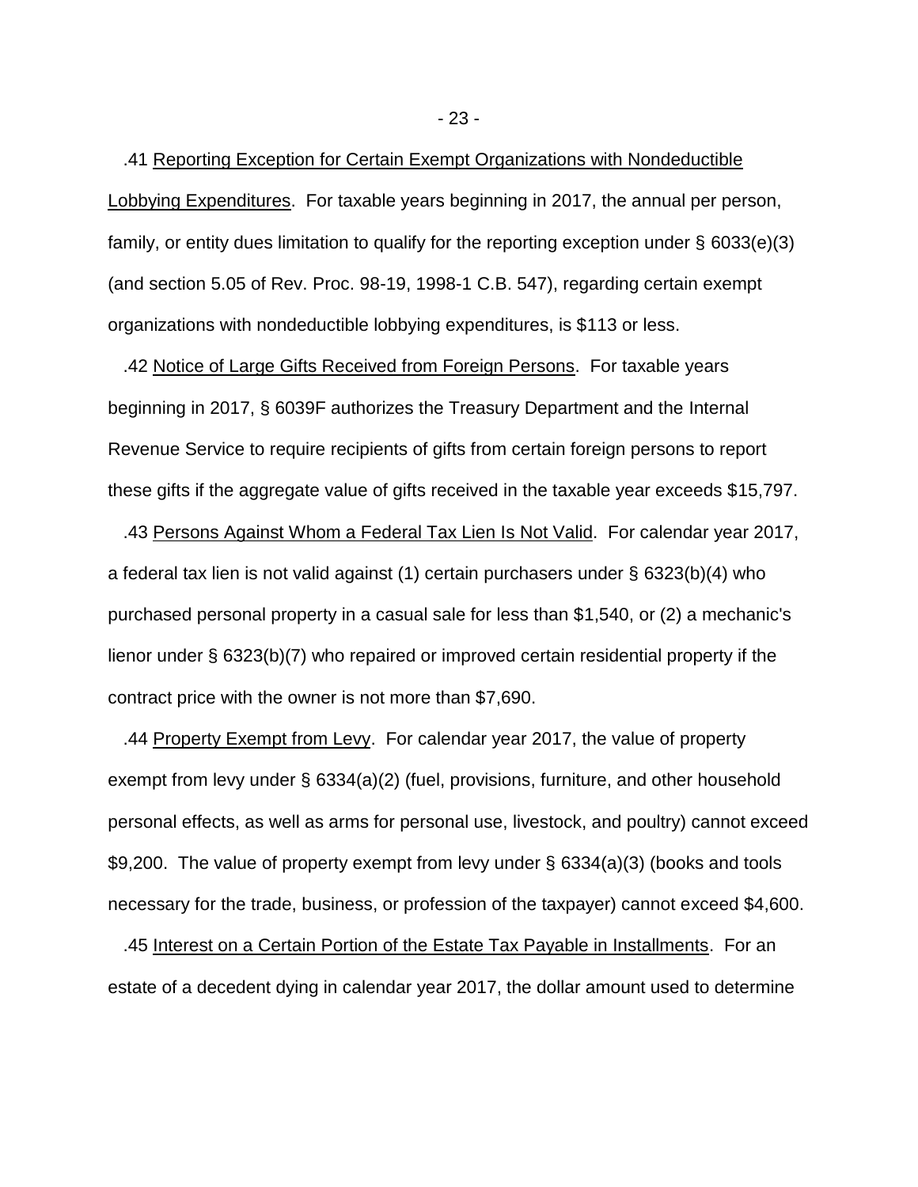.41 <u>Reporting Exception for Certain Exempt Organizations with Nondeductible Lobbying Expenditures</u>. For taxable years beginning in 2017, the annual per person, family, or entity dues limitation to qualify for the reporting exception under § 6033(e)(3) (and section 5.05 of Rev. Proc. 98-19, 1998-1 C.B. 547), regarding certain exempt organizations with nondeductible lobbying expenditures, is $113 or less.

.42 <u>Notice of Large Gifts Received from Foreign Persons</u>. For taxable years beginning in 2017, § 6039F authorizes the Treasury Department and the Internal Revenue Service to require recipients of gifts from certain foreign persons to report these gifts if the aggregate value of gifts received in the taxable year exceeds $15,797.

.43 <u>Persons Against Whom a Federal Tax Lien Is Not Valid</u>. For calendar year 2017, a federal tax lien is not valid against (1) certain purchasers under § 6323(b)(4) who purchased personal property in a casual sale for less than $1,540, or (2) a mechanic's lienor under § 6323(b)(7) who repaired or improved certain residential property if the contract price with the owner is not more than $7,690.

.44 <u>Property Exempt from Levy</u>. For calendar year 2017, the value of property exempt from levy under § 6334(a)(2) (fuel, provisions, furniture, and other household personal effects, as well as arms for personal use, livestock, and poultry) cannot exceed $9,200. The value of property exempt from levy under § 6334(a)(3) (books and tools necessary for the trade, business, or profession of the taxpayer) cannot exceed $4,600.

.45 <u>Interest on a Certain Portion of the Estate Tax Payable in Installments</u>. For an estate of a decedent dying in calendar year 2017, the dollar amount used to determine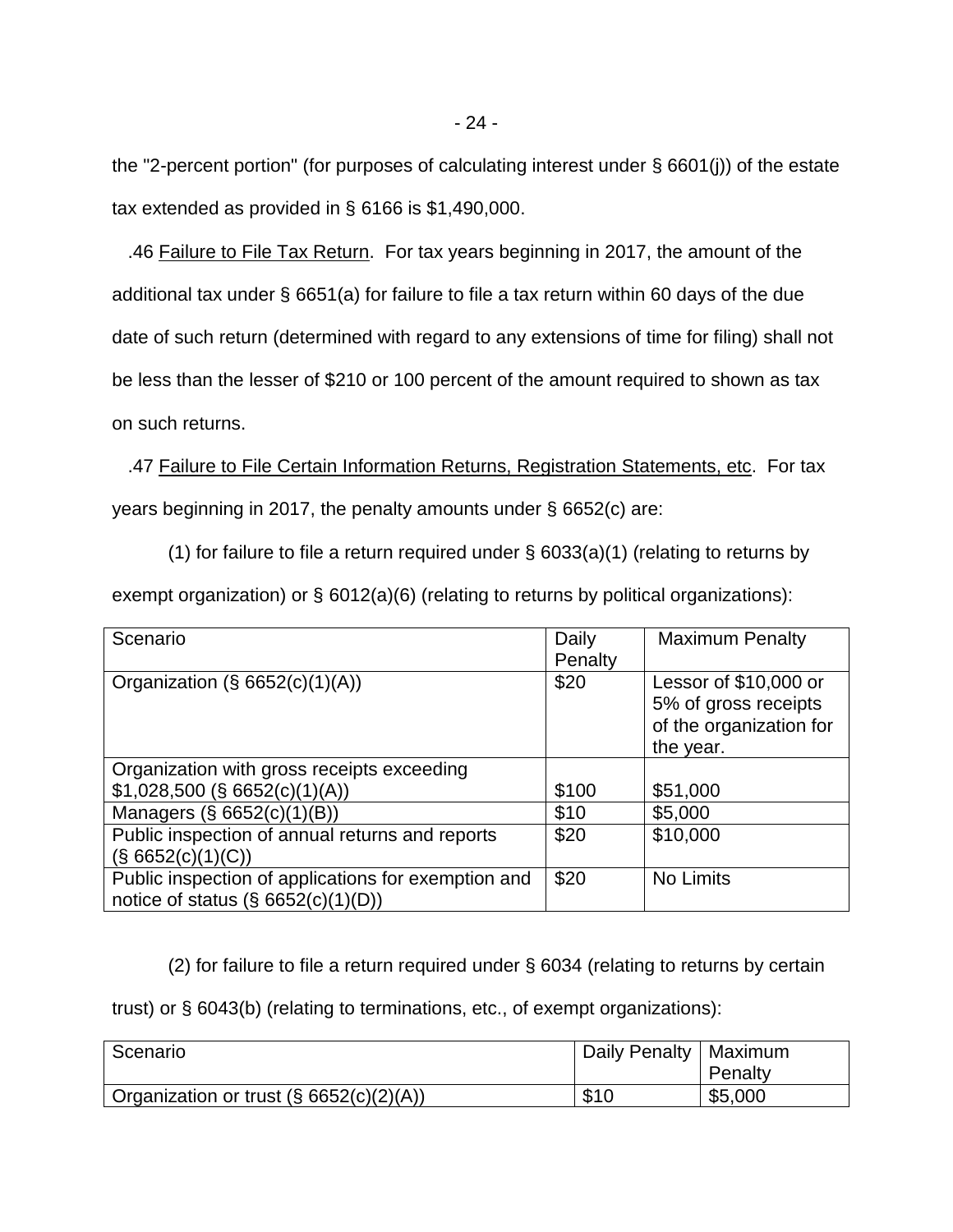the "2-percent portion" (for purposes of calculating interest under § 6601(j)) of the estate tax extended as provided in § 6166 is $1,490,000.

.46 <u>Failure to File Tax Return</u>. For tax years beginning in 2017, the amount of the additional tax under § 6651(a) for failure to file a tax return within 60 days of the due date of such return (determined with regard to any extensions of time for filing) shall not be less than the lesser of $210 or 100 percent of the amount required to shown as tax on such returns.

.47 <u>Failure to File Certain Information Returns, Registration Statements, etc</u>. For tax years beginning in 2017, the penalty amounts under § 6652(c) are:

(1) for failure to file a return required under § 6033(a)(1) (relating to returns by exempt organization) or § 6012(a)(6) (relating to returns by political organizations):

| Scenario | Daily Penalty | Maximum Penalty |
|---|---|---|
| Organization (§ 6652(c)(1)(A)) | $20 | Lessor of $10,000 or 5% of gross receipts of the organization for the year. |
| Organization with gross receipts exceeding $1,028,500 (§ 6652(c)(1)(A)) | $100 | $51,000 |
| Managers (§ 6652(c)(1)(B)) | $10 | $5,000 |
| Public inspection of annual returns and reports (§ 6652(c)(1)(C)) | $20 | $10,000 |
| Public inspection of applications for exemption and notice of status (§ 6652(c)(1)(D)) | $20 | No Limits |

(2) for failure to file a return required under § 6034 (relating to returns by certain trust) or § 6043(b) (relating to terminations, etc., of exempt organizations):

| Scenario | Daily Penalty | Maximum Penalty |
|---|---|---|
| Organization or trust (§ 6652(c)(2)(A)) | $10 | $5,000 |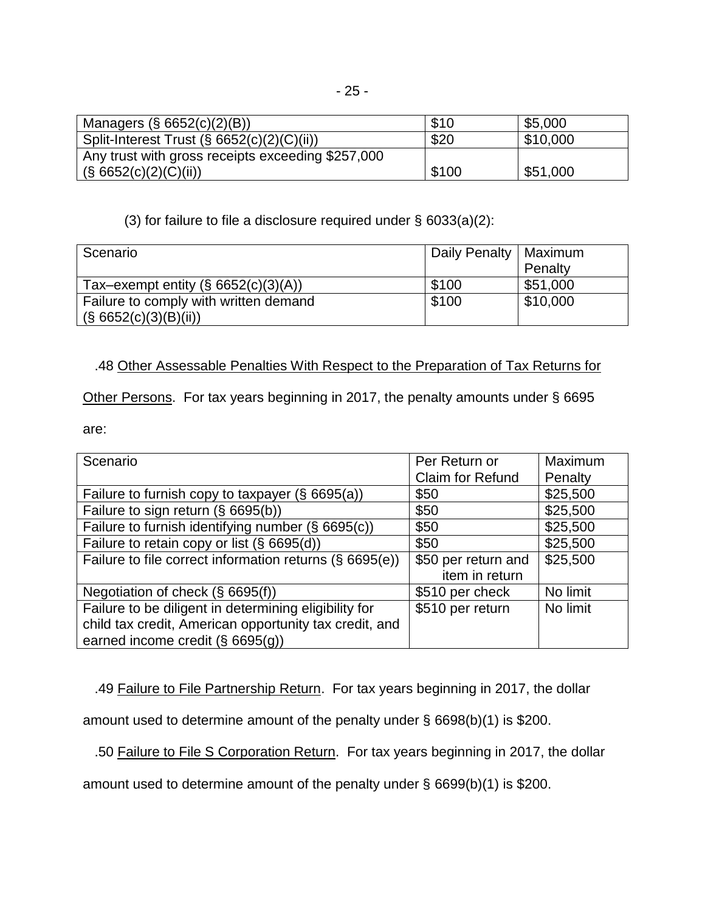| | | |
|---|---|---|
| Managers (§ 6652(c)(2)(B)) | $10 | $5,000 |
| Split-Interest Trust (§ 6652(c)(2)(C)(ii)) | $20 | $10,000 |
| Any trust with gross receipts exceeding $257,000 (§ 6652(c)(2)(C)(ii)) | $100 | $51,000 |

(3) for failure to file a disclosure required under § 6033(a)(2):

| Scenario | Daily Penalty | Maximum Penalty |
|---|---|---|
| Tax–exempt entity (§ 6652(c)(3)(A)) | $100 | $51,000 |
| Failure to comply with written demand (§ 6652(c)(3)(B)(ii)) | $100 | $10,000 |

.48 <u>Other Assessable Penalties With Respect to the Preparation of Tax Returns for Other Persons</u>. For tax years beginning in 2017, the penalty amounts under § 6695 are:

| Scenario | Per Return or Claim for Refund | Maximum Penalty |
|---|---|---|
| Failure to furnish copy to taxpayer (§ 6695(a)) | $50 | $25,500 |
| Failure to sign return (§ 6695(b)) | $50 | $25,500 |
| Failure to furnish identifying number (§ 6695(c)) | $50 | $25,500 |
| Failure to retain copy or list (§ 6695(d)) | $50 | $25,500 |
| Failure to file correct information returns (§ 6695(e)) | $50 per return and item in return | $25,500 |
| Negotiation of check (§ 6695(f)) | $510 per check | No limit |
| Failure to be diligent in determining eligibility for child tax credit, American opportunity tax credit, and earned income credit (§ 6695(g)) | $510 per return | No limit |

.49 <u>Failure to File Partnership Return</u>. For tax years beginning in 2017, the dollar amount used to determine amount of the penalty under § 6698(b)(1) is $200.

.50 <u>Failure to File S Corporation Return</u>. For tax years beginning in 2017, the dollar amount used to determine amount of the penalty under § 6699(b)(1) is $200.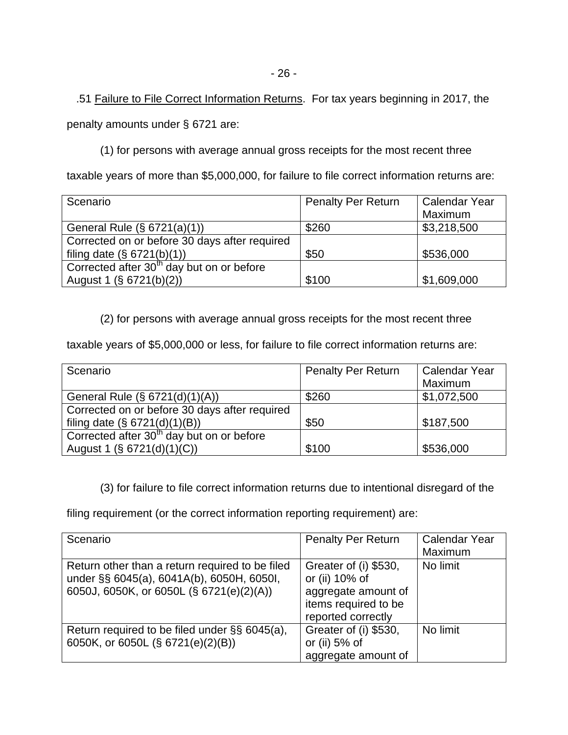.51 Failure to File Correct Information Returns. For tax years beginning in 2017, the penalty amounts under § 6721 are:

(1) for persons with average annual gross receipts for the most recent three taxable years of more than $5,000,000, for failure to file correct information returns are:

| Scenario | Penalty Per Return | Calendar Year Maximum |
|---|---|---|
| General Rule (§ 6721(a)(1)) | $260 | $3,218,500 |
| Corrected on or before 30 days after required filing date (§ 6721(b)(1)) | $50 | $536,000 |
| Corrected after 30th day but on or before August 1 (§ 6721(b)(2)) | $100 | $1,609,000 |

(2) for persons with average annual gross receipts for the most recent three taxable years of $5,000,000 or less, for failure to file correct information returns are:

| Scenario | Penalty Per Return | Calendar Year Maximum |
|---|---|---|
| General Rule (§ 6721(d)(1)(A)) | $260 | $1,072,500 |
| Corrected on or before 30 days after required filing date (§ 6721(d)(1)(B)) | $50 | $187,500 |
| Corrected after 30th day but on or before August 1 (§ 6721(d)(1)(C)) | $100 | $536,000 |

(3) for failure to file correct information returns due to intentional disregard of the filing requirement (or the correct information reporting requirement) are:

| Scenario | Penalty Per Return | Calendar Year Maximum |
|---|---|---|
| Return other than a return required to be filed under §§ 6045(a), 6041A(b), 6050H, 6050I, 6050J, 6050K, or 6050L (§ 6721(e)(2)(A)) | Greater of (i) $530, or (ii) 10% of aggregate amount of items required to be reported correctly | No limit |
| Return required to be filed under §§ 6045(a), 6050K, or 6050L (§ 6721(e)(2)(B)) | Greater of (i) $530, or (ii) 5% of aggregate amount of | No limit |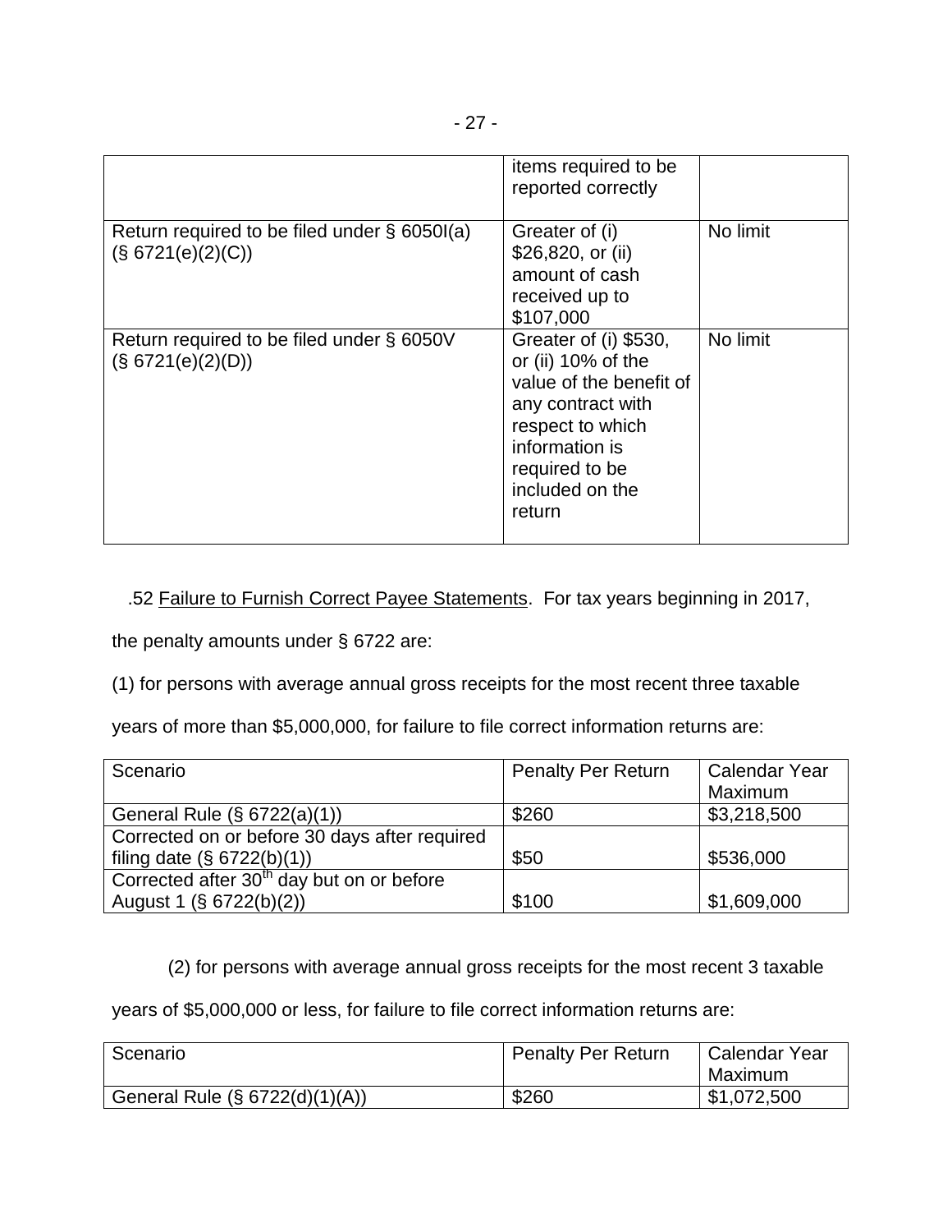| | | |
|---|---|---|
| | items required to be reported correctly | |
| Return required to be filed under § 6050I(a) (§ 6721(e)(2)(C)) | Greater of (i) $26,820, or (ii) amount of cash received up to $107,000 | No limit |
| Return required to be filed under § 6050V (§ 6721(e)(2)(D)) | Greater of (i) $530, or (ii) 10% of the value of the benefit of any contract with respect to which information is required to be included on the return | No limit |

.52 <u>Failure to Furnish Correct Payee Statements</u>. For tax years beginning in 2017, the penalty amounts under § 6722 are:

(1) for persons with average annual gross receipts for the most recent three taxable years of more than $5,000,000, for failure to file correct information returns are:

| Scenario | Penalty Per Return | Calendar Year Maximum |
|---|---|---|
| General Rule (§ 6722(a)(1)) | $260 | $3,218,500 |
| Corrected on or before 30 days after required filing date (§ 6722(b)(1)) | $50 | $536,000 |
| Corrected after 30th day but on or before August 1 (§ 6722(b)(2)) | $100 | $1,609,000 |

(2) for persons with average annual gross receipts for the most recent 3 taxable years of $5,000,000 or less, for failure to file correct information returns are:

| Scenario | Penalty Per Return | Calendar Year Maximum |
|---|---|---|
| General Rule (§ 6722(d)(1)(A)) | $260 | $1,072,500 |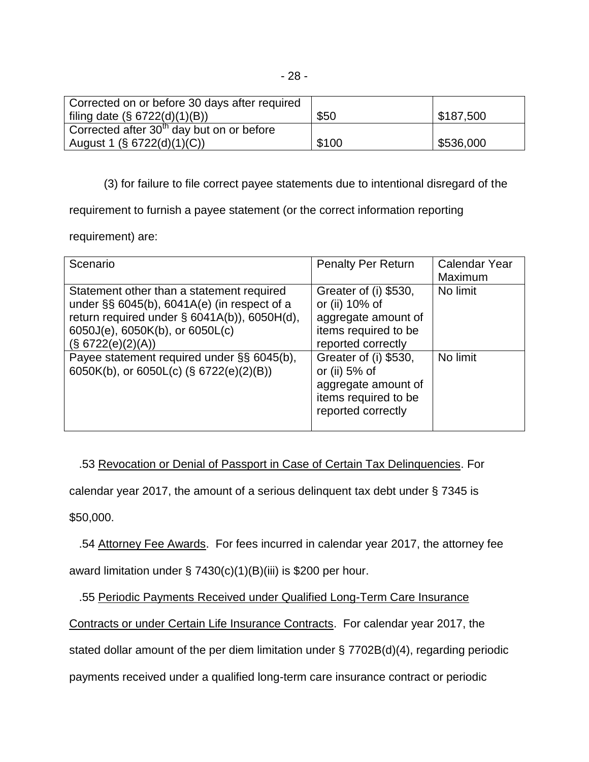| | | |
|---|---|---|
| Corrected on or before 30 days after required filing date (§ 6722(d)(1)(B)) | \$50 | \$187,500 |
| Corrected after 30th day but on or before August 1 (§ 6722(d)(1)(C)) | \$100 | \$536,000 |

(3) for failure to file correct payee statements due to intentional disregard of the requirement to furnish a payee statement (or the correct information reporting requirement) are:

| Scenario | Penalty Per Return | Calendar Year Maximum |
|---|---|---|
| Statement other than a statement required under §§ 6045(b), 6041A(e) (in respect of a return required under § 6041A(b)), 6050H(d), 6050J(e), 6050K(b), or 6050L(c) (§ 6722(e)(2)(A)) | Greater of (i) \$530, or (ii) 10% of aggregate amount of items required to be reported correctly | No limit |
| Payee statement required under §§ 6045(b), 6050K(b), or 6050L(c) (§ 6722(e)(2)(B)) | Greater of (i) \$530, or (ii) 5% of aggregate amount of items required to be reported correctly | No limit |

.53 Revocation or Denial of Passport in Case of Certain Tax Delinquencies. For calendar year 2017, the amount of a serious delinquent tax debt under § 7345 is \$50,000.

.54 Attorney Fee Awards. For fees incurred in calendar year 2017, the attorney fee award limitation under § 7430(c)(1)(B)(iii) is \$200 per hour.

.55 Periodic Payments Received under Qualified Long-Term Care Insurance Contracts or under Certain Life Insurance Contracts. For calendar year 2017, the stated dollar amount of the per diem limitation under § 7702B(d)(4), regarding periodic payments received under a qualified long-term care insurance contract or periodic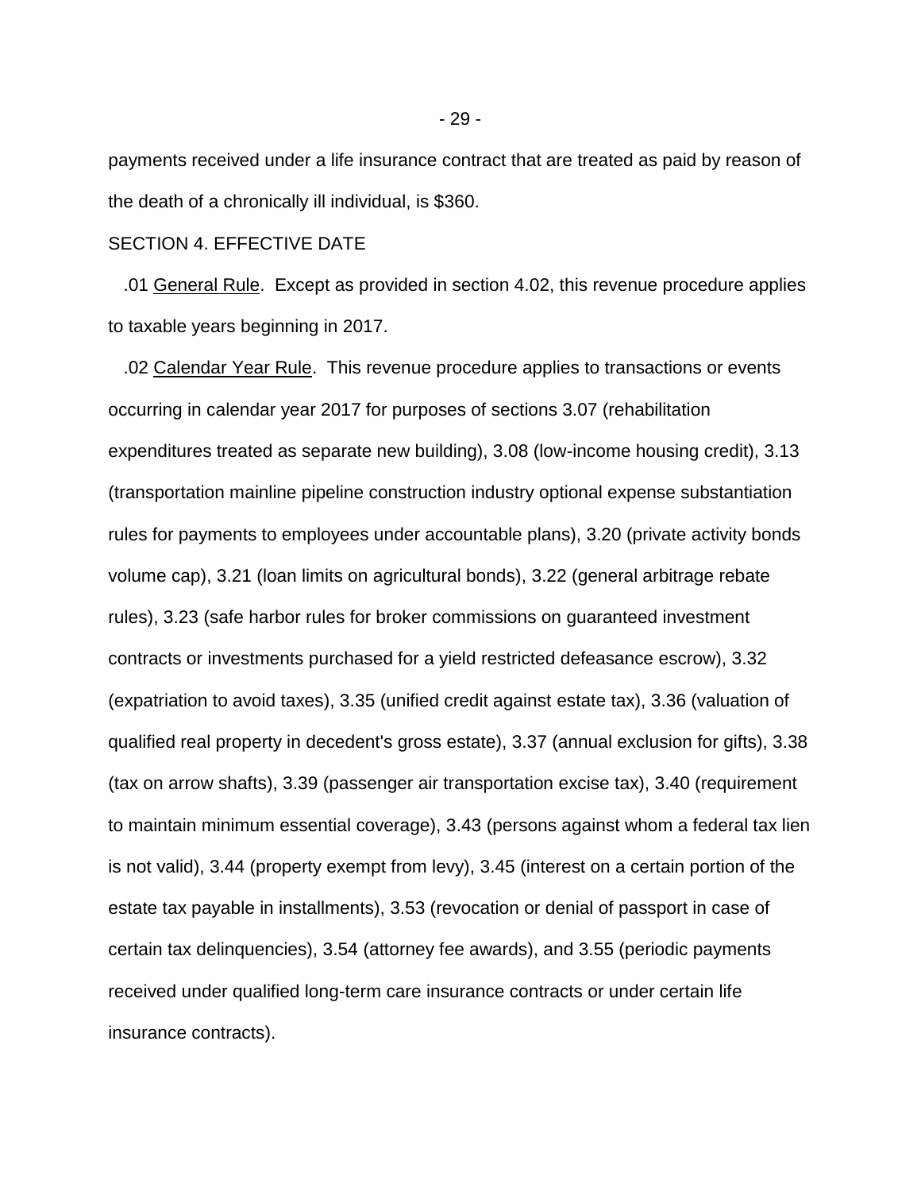payments received under a life insurance contract that are treated as paid by reason of the death of a chronically ill individual, is $360.

SECTION 4. EFFECTIVE DATE

.01 General Rule. Except as provided in section 4.02, this revenue procedure applies to taxable years beginning in 2017.

.02 Calendar Year Rule. This revenue procedure applies to transactions or events occurring in calendar year 2017 for purposes of sections 3.07 (rehabilitation expenditures treated as separate new building), 3.08 (low-income housing credit), 3.13 (transportation mainline pipeline construction industry optional expense substantiation rules for payments to employees under accountable plans), 3.20 (private activity bonds volume cap), 3.21 (loan limits on agricultural bonds), 3.22 (general arbitrage rebate rules), 3.23 (safe harbor rules for broker commissions on guaranteed investment contracts or investments purchased for a yield restricted defeasance escrow), 3.32 (expatriation to avoid taxes), 3.35 (unified credit against estate tax), 3.36 (valuation of qualified real property in decedent's gross estate), 3.37 (annual exclusion for gifts), 3.38 (tax on arrow shafts), 3.39 (passenger air transportation excise tax), 3.40 (requirement to maintain minimum essential coverage), 3.43 (persons against whom a federal tax lien is not valid), 3.44 (property exempt from levy), 3.45 (interest on a certain portion of the estate tax payable in installments), 3.53 (revocation or denial of passport in case of certain tax delinquencies), 3.54 (attorney fee awards), and 3.55 (periodic payments received under qualified long-term care insurance contracts or under certain life insurance contracts).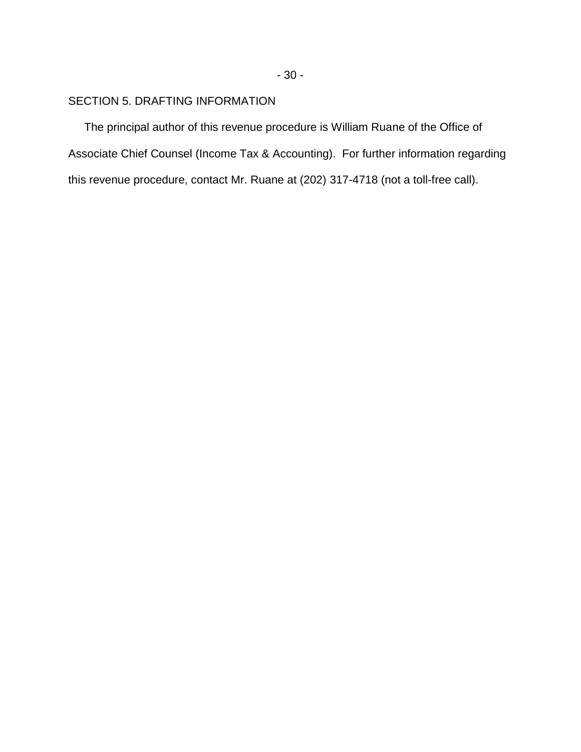## SECTION 5. DRAFTING INFORMATION

The principal author of this revenue procedure is William Ruane of the Office of Associate Chief Counsel (Income Tax & Accounting). For further information regarding this revenue procedure, contact Mr. Ruane at (202) 317-4718 (not a toll-free call).